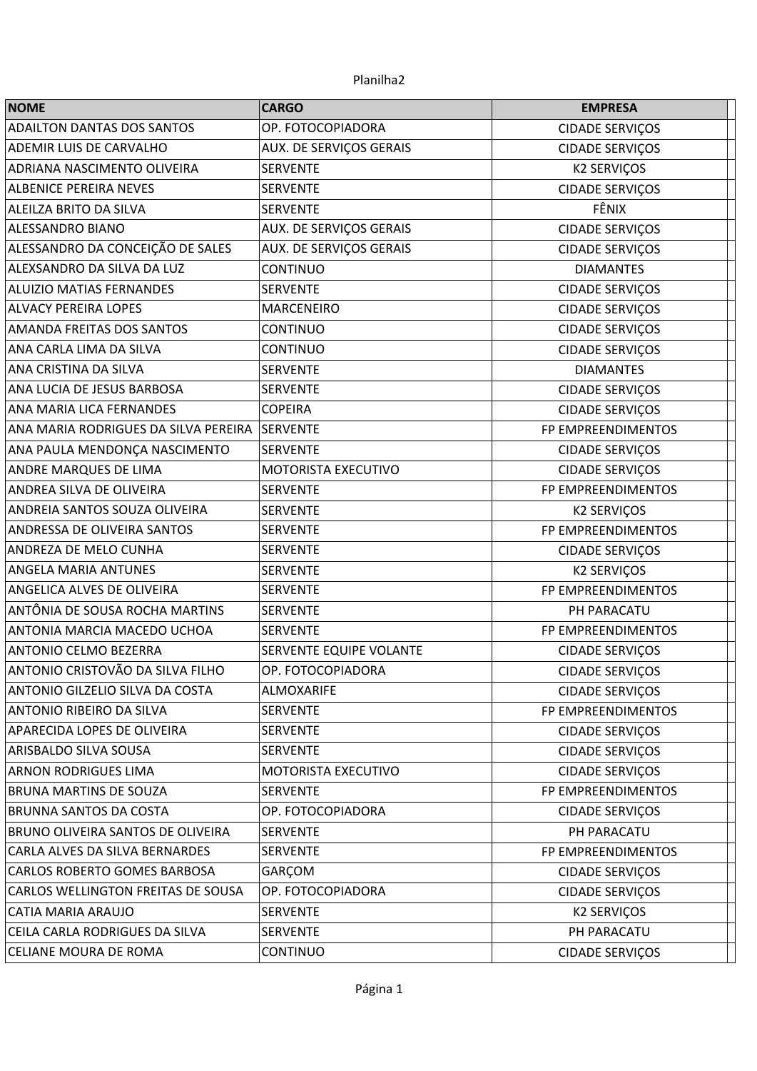Planilha2

| NOME | CARGO | EMPRESA |
|---|---|---|
| ADAILTON DANTAS DOS SANTOS | OP. FOTOCOPIADORA | CIDADE SERVIÇOS |
| ADEMIR LUIS DE CARVALHO | AUX. DE SERVIÇOS GERAIS | CIDADE SERVIÇOS |
| ADRIANA NASCIMENTO OLIVEIRA | SERVENTE | K2 SERVIÇOS |
| ALBENICE PEREIRA NEVES | SERVENTE | CIDADE SERVIÇOS |
| ALEILZA BRITO DA SILVA | SERVENTE | FÊNIX |
| ALESSANDRO BIANO | AUX. DE SERVIÇOS GERAIS | CIDADE SERVIÇOS |
| ALESSANDRO DA CONCEIÇÃO DE SALES | AUX. DE SERVIÇOS GERAIS | CIDADE SERVIÇOS |
| ALEXSANDRO DA SILVA DA LUZ | CONTINUO | DIAMANTES |
| ALUIZIO MATIAS FERNANDES | SERVENTE | CIDADE SERVIÇOS |
| ALVACY PEREIRA LOPES | MARCENEIRO | CIDADE SERVIÇOS |
| AMANDA FREITAS DOS SANTOS | CONTINUO | CIDADE SERVIÇOS |
| ANA CARLA LIMA DA SILVA | CONTINUO | CIDADE SERVIÇOS |
| ANA CRISTINA DA SILVA | SERVENTE | DIAMANTES |
| ANA LUCIA DE JESUS BARBOSA | SERVENTE | CIDADE SERVIÇOS |
| ANA MARIA LICA FERNANDES | COPEIRA | CIDADE SERVIÇOS |
| ANA MARIA RODRIGUES DA SILVA PEREIRA | SERVENTE | FP EMPREENDIMENTOS |
| ANA PAULA MENDONÇA NASCIMENTO | SERVENTE | CIDADE SERVIÇOS |
| ANDRE MARQUES DE LIMA | MOTORISTA EXECUTIVO | CIDADE SERVIÇOS |
| ANDREA SILVA DE OLIVEIRA | SERVENTE | FP EMPREENDIMENTOS |
| ANDREIA SANTOS SOUZA OLIVEIRA | SERVENTE | K2 SERVIÇOS |
| ANDRESSA DE OLIVEIRA SANTOS | SERVENTE | FP EMPREENDIMENTOS |
| ANDREZA DE MELO CUNHA | SERVENTE | CIDADE SERVIÇOS |
| ANGELA MARIA ANTUNES | SERVENTE | K2 SERVIÇOS |
| ANGELICA ALVES DE OLIVEIRA | SERVENTE | FP EMPREENDIMENTOS |
| ANTÔNIA DE SOUSA ROCHA MARTINS | SERVENTE | PH PARACATU |
| ANTONIA MARCIA MACEDO UCHOA | SERVENTE | FP EMPREENDIMENTOS |
| ANTONIO CELMO BEZERRA | SERVENTE EQUIPE VOLANTE | CIDADE SERVIÇOS |
| ANTONIO CRISTOVÃO DA SILVA FILHO | OP. FOTOCOPIADORA | CIDADE SERVIÇOS |
| ANTONIO GILZELIO SILVA DA COSTA | ALMOXARIFE | CIDADE SERVIÇOS |
| ANTONIO RIBEIRO DA SILVA | SERVENTE | FP EMPREENDIMENTOS |
| APARECIDA LOPES DE OLIVEIRA | SERVENTE | CIDADE SERVIÇOS |
| ARISBALDO SILVA SOUSA | SERVENTE | CIDADE SERVIÇOS |
| ARNON RODRIGUES LIMA | MOTORISTA EXECUTIVO | CIDADE SERVIÇOS |
| BRUNA MARTINS DE SOUZA | SERVENTE | FP EMPREENDIMENTOS |
| BRUNNA SANTOS DA COSTA | OP. FOTOCOPIADORA | CIDADE SERVIÇOS |
| BRUNO OLIVEIRA SANTOS DE OLIVEIRA | SERVENTE | PH PARACATU |
| CARLA ALVES DA SILVA BERNARDES | SERVENTE | FP EMPREENDIMENTOS |
| CARLOS ROBERTO GOMES BARBOSA | GARÇOM | CIDADE SERVIÇOS |
| CARLOS WELLINGTON FREITAS DE SOUSA | OP. FOTOCOPIADORA | CIDADE SERVIÇOS |
| CATIA MARIA ARAUJO | SERVENTE | K2 SERVIÇOS |
| CEILA CARLA RODRIGUES DA SILVA | SERVENTE | PH PARACATU |
| CELIANE MOURA DE ROMA | CONTINUO | CIDADE SERVIÇOS |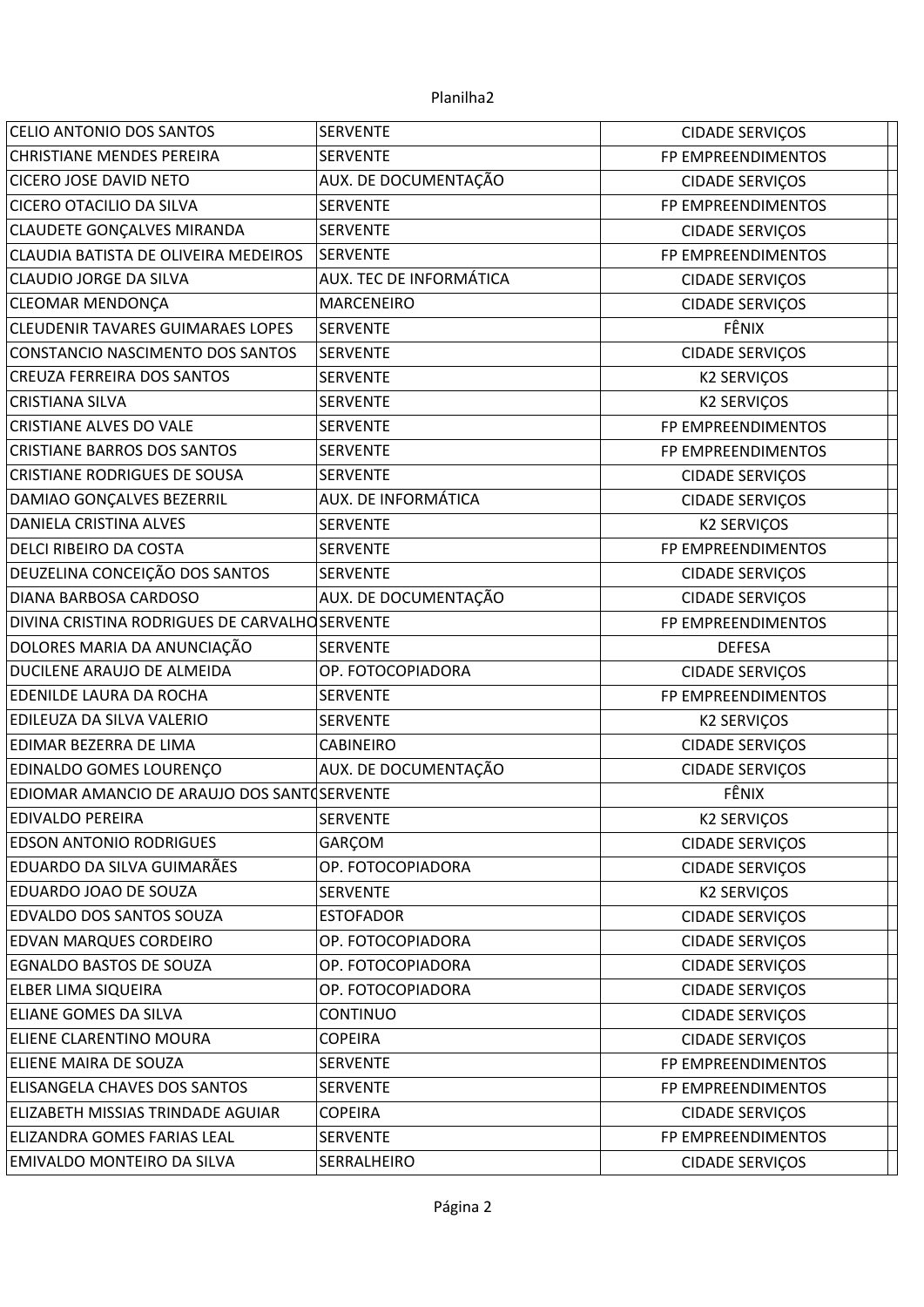| | | | |
|---|---|---|---|
| CELIO ANTONIO DOS SANTOS | SERVENTE | CIDADE SERVIÇOS | |
| CHRISTIANE MENDES PEREIRA | SERVENTE | FP EMPREENDIMENTOS | |
| CICERO JOSE DAVID NETO | AUX. DE DOCUMENTAÇÃO | CIDADE SERVIÇOS | |
| CICERO OTACILIO DA SILVA | SERVENTE | FP EMPREENDIMENTOS | |
| CLAUDETE GONÇALVES MIRANDA | SERVENTE | CIDADE SERVIÇOS | |
| CLAUDIA BATISTA DE OLIVEIRA MEDEIROS | SERVENTE | FP EMPREENDIMENTOS | |
| CLAUDIO JORGE DA SILVA | AUX. TEC DE INFORMÁTICA | CIDADE SERVIÇOS | |
| CLEOMAR MENDONÇA | MARCENEIRO | CIDADE SERVIÇOS | |
| CLEUDENIR TAVARES GUIMARAES LOPES | SERVENTE | FÊNIX | |
| CONSTANCIO NASCIMENTO DOS SANTOS | SERVENTE | CIDADE SERVIÇOS | |
| CREUZA FERREIRA DOS SANTOS | SERVENTE | K2 SERVIÇOS | |
| CRISTIANA SILVA | SERVENTE | K2 SERVIÇOS | |
| CRISTIANE ALVES DO VALE | SERVENTE | FP EMPREENDIMENTOS | |
| CRISTIANE BARROS DOS SANTOS | SERVENTE | FP EMPREENDIMENTOS | |
| CRISTIANE RODRIGUES DE SOUSA | SERVENTE | CIDADE SERVIÇOS | |
| DAMIAO GONÇALVES BEZERRIL | AUX. DE INFORMÁTICA | CIDADE SERVIÇOS | |
| DANIELA CRISTINA ALVES | SERVENTE | K2 SERVIÇOS | |
| DELCI RIBEIRO DA COSTA | SERVENTE | FP EMPREENDIMENTOS | |
| DEUZELINA CONCEIÇÃO DOS SANTOS | SERVENTE | CIDADE SERVIÇOS | |
| DIANA BARBOSA CARDOSO | AUX. DE DOCUMENTAÇÃO | CIDADE SERVIÇOS | |
| DIVINA CRISTINA RODRIGUES DE CARVALHO | SERVENTE | FP EMPREENDIMENTOS | |
| DOLORES MARIA DA ANUNCIAÇÃO | SERVENTE | DEFESA | |
| DUCILENE ARAUJO DE ALMEIDA | OP. FOTOCOPIADORA | CIDADE SERVIÇOS | |
| EDENILDE LAURA DA ROCHA | SERVENTE | FP EMPREENDIMENTOS | |
| EDILEUZA DA SILVA VALERIO | SERVENTE | K2 SERVIÇOS | |
| EDIMAR BEZERRA DE LIMA | CABINEIRO | CIDADE SERVIÇOS | |
| EDINALDO GOMES LOURENÇO | AUX. DE DOCUMENTAÇÃO | CIDADE SERVIÇOS | |
| EDIOMAR AMANCIO DE ARAUJO DOS SANTO | SERVENTE | FÊNIX | |
| EDIVALDO PEREIRA | SERVENTE | K2 SERVIÇOS | |
| EDSON ANTONIO RODRIGUES | GARÇOM | CIDADE SERVIÇOS | |
| EDUARDO DA SILVA GUIMARÃES | OP. FOTOCOPIADORA | CIDADE SERVIÇOS | |
| EDUARDO JOAO DE SOUZA | SERVENTE | K2 SERVIÇOS | |
| EDVALDO DOS SANTOS SOUZA | ESTOFADOR | CIDADE SERVIÇOS | |
| EDVAN MARQUES CORDEIRO | OP. FOTOCOPIADORA | CIDADE SERVIÇOS | |
| EGNALDO BASTOS DE SOUZA | OP. FOTOCOPIADORA | CIDADE SERVIÇOS | |
| ELBER LIMA SIQUEIRA | OP. FOTOCOPIADORA | CIDADE SERVIÇOS | |
| ELIANE GOMES DA SILVA | CONTINUO | CIDADE SERVIÇOS | |
| ELIENE CLARENTINO MOURA | COPEIRA | CIDADE SERVIÇOS | |
| ELIENE MAIRA DE SOUZA | SERVENTE | FP EMPREENDIMENTOS | |
| ELISANGELA CHAVES DOS SANTOS | SERVENTE | FP EMPREENDIMENTOS | |
| ELIZABETH MISSIAS TRINDADE AGUIAR | COPEIRA | CIDADE SERVIÇOS | |
| ELIZANDRA GOMES FARIAS LEAL | SERVENTE | FP EMPREENDIMENTOS | |
| EMIVALDO MONTEIRO DA SILVA | SERRALHEIRO | CIDADE SERVIÇOS | |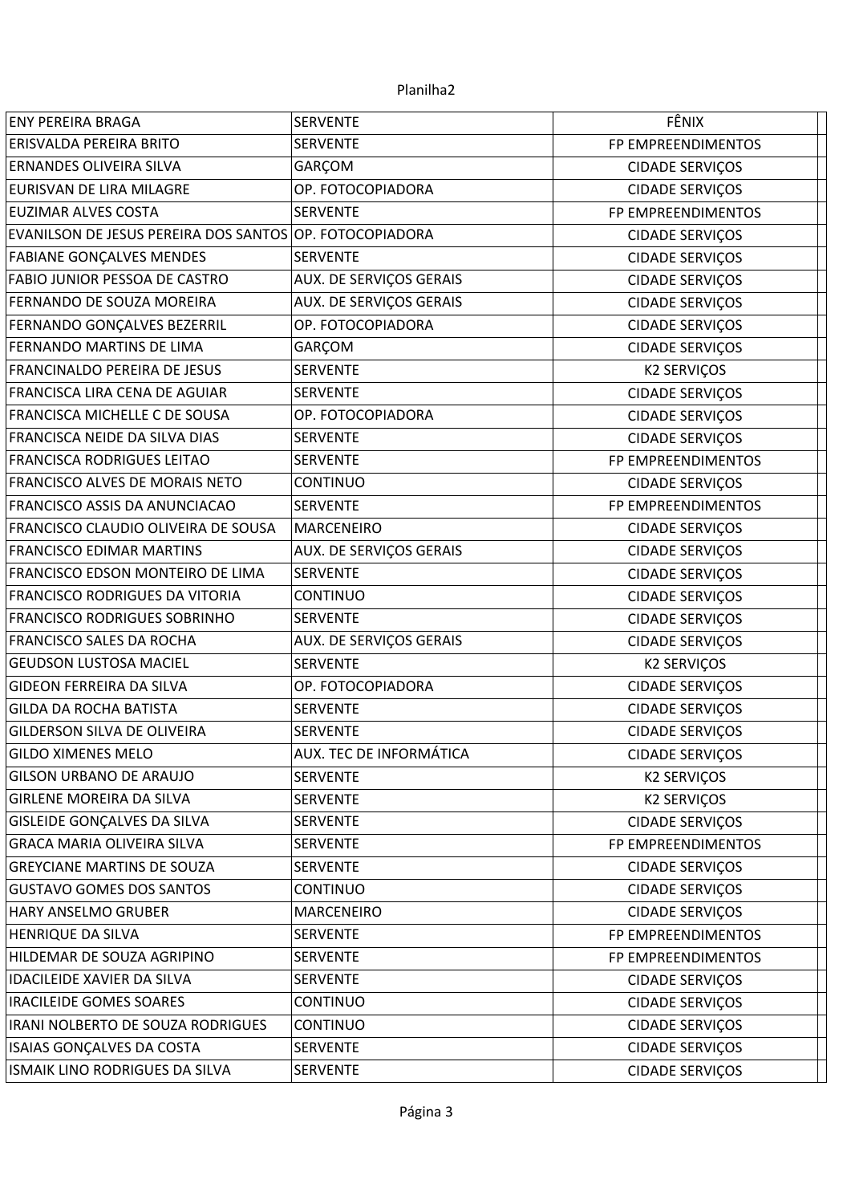| ENY PEREIRA BRAGA | SERVENTE | FÊNIX |
|---|---|---|
| ERISVALDA PEREIRA BRITO | SERVENTE | FP EMPREENDIMENTOS |
| ERNANDES OLIVEIRA SILVA | GARÇOM | CIDADE SERVIÇOS |
| EURISVAN DE LIRA MILAGRE | OP. FOTOCOPIADORA | CIDADE SERVIÇOS |
| EUZIMAR ALVES COSTA | SERVENTE | FP EMPREENDIMENTOS |
| EVANILSON DE JESUS PEREIRA DOS SANTOS | OP. FOTOCOPIADORA | CIDADE SERVIÇOS |
| FABIANE GONÇALVES MENDES | SERVENTE | CIDADE SERVIÇOS |
| FABIO JUNIOR PESSOA DE CASTRO | AUX. DE SERVIÇOS GERAIS | CIDADE SERVIÇOS |
| FERNANDO DE SOUZA MOREIRA | AUX. DE SERVIÇOS GERAIS | CIDADE SERVIÇOS |
| FERNANDO GONÇALVES BEZERRIL | OP. FOTOCOPIADORA | CIDADE SERVIÇOS |
| FERNANDO MARTINS DE LIMA | GARÇOM | CIDADE SERVIÇOS |
| FRANCINALDO PEREIRA DE JESUS | SERVENTE | K2 SERVIÇOS |
| FRANCISCA LIRA CENA DE AGUIAR | SERVENTE | CIDADE SERVIÇOS |
| FRANCISCA MICHELLE C DE SOUSA | OP. FOTOCOPIADORA | CIDADE SERVIÇOS |
| FRANCISCA NEIDE DA SILVA DIAS | SERVENTE | CIDADE SERVIÇOS |
| FRANCISCA RODRIGUES LEITAO | SERVENTE | FP EMPREENDIMENTOS |
| FRANCISCO ALVES DE MORAIS NETO | CONTINUO | CIDADE SERVIÇOS |
| FRANCISCO ASSIS DA ANUNCIACAO | SERVENTE | FP EMPREENDIMENTOS |
| FRANCISCO CLAUDIO OLIVEIRA DE SOUSA | MARCENEIRO | CIDADE SERVIÇOS |
| FRANCISCO EDIMAR MARTINS | AUX. DE SERVIÇOS GERAIS | CIDADE SERVIÇOS |
| FRANCISCO EDSON MONTEIRO DE LIMA | SERVENTE | CIDADE SERVIÇOS |
| FRANCISCO RODRIGUES DA VITORIA | CONTINUO | CIDADE SERVIÇOS |
| FRANCISCO RODRIGUES SOBRINHO | SERVENTE | CIDADE SERVIÇOS |
| FRANCISCO SALES DA ROCHA | AUX. DE SERVIÇOS GERAIS | CIDADE SERVIÇOS |
| GEUDSON LUSTOSA MACIEL | SERVENTE | K2 SERVIÇOS |
| GIDEON FERREIRA DA SILVA | OP. FOTOCOPIADORA | CIDADE SERVIÇOS |
| GILDA DA ROCHA BATISTA | SERVENTE | CIDADE SERVIÇOS |
| GILDERSON SILVA DE OLIVEIRA | SERVENTE | CIDADE SERVIÇOS |
| GILDO XIMENES MELO | AUX. TEC DE INFORMÁTICA | CIDADE SERVIÇOS |
| GILSON URBANO DE ARAUJO | SERVENTE | K2 SERVIÇOS |
| GIRLENE MOREIRA DA SILVA | SERVENTE | K2 SERVIÇOS |
| GISLEIDE GONÇALVES DA SILVA | SERVENTE | CIDADE SERVIÇOS |
| GRACA MARIA OLIVEIRA SILVA | SERVENTE | FP EMPREENDIMENTOS |
| GREYCIANE MARTINS DE SOUZA | SERVENTE | CIDADE SERVIÇOS |
| GUSTAVO GOMES DOS SANTOS | CONTINUO | CIDADE SERVIÇOS |
| HARY ANSELMO GRUBER | MARCENEIRO | CIDADE SERVIÇOS |
| HENRIQUE DA SILVA | SERVENTE | FP EMPREENDIMENTOS |
| HILDEMAR DE SOUZA AGRIPINO | SERVENTE | FP EMPREENDIMENTOS |
| IDACILEIDE XAVIER DA SILVA | SERVENTE | CIDADE SERVIÇOS |
| IRACILEIDE GOMES SOARES | CONTINUO | CIDADE SERVIÇOS |
| IRANI NOLBERTO DE SOUZA RODRIGUES | CONTINUO | CIDADE SERVIÇOS |
| ISAIAS GONÇALVES DA COSTA | SERVENTE | CIDADE SERVIÇOS |
| ISMAIK LINO RODRIGUES DA SILVA | SERVENTE | CIDADE SERVIÇOS |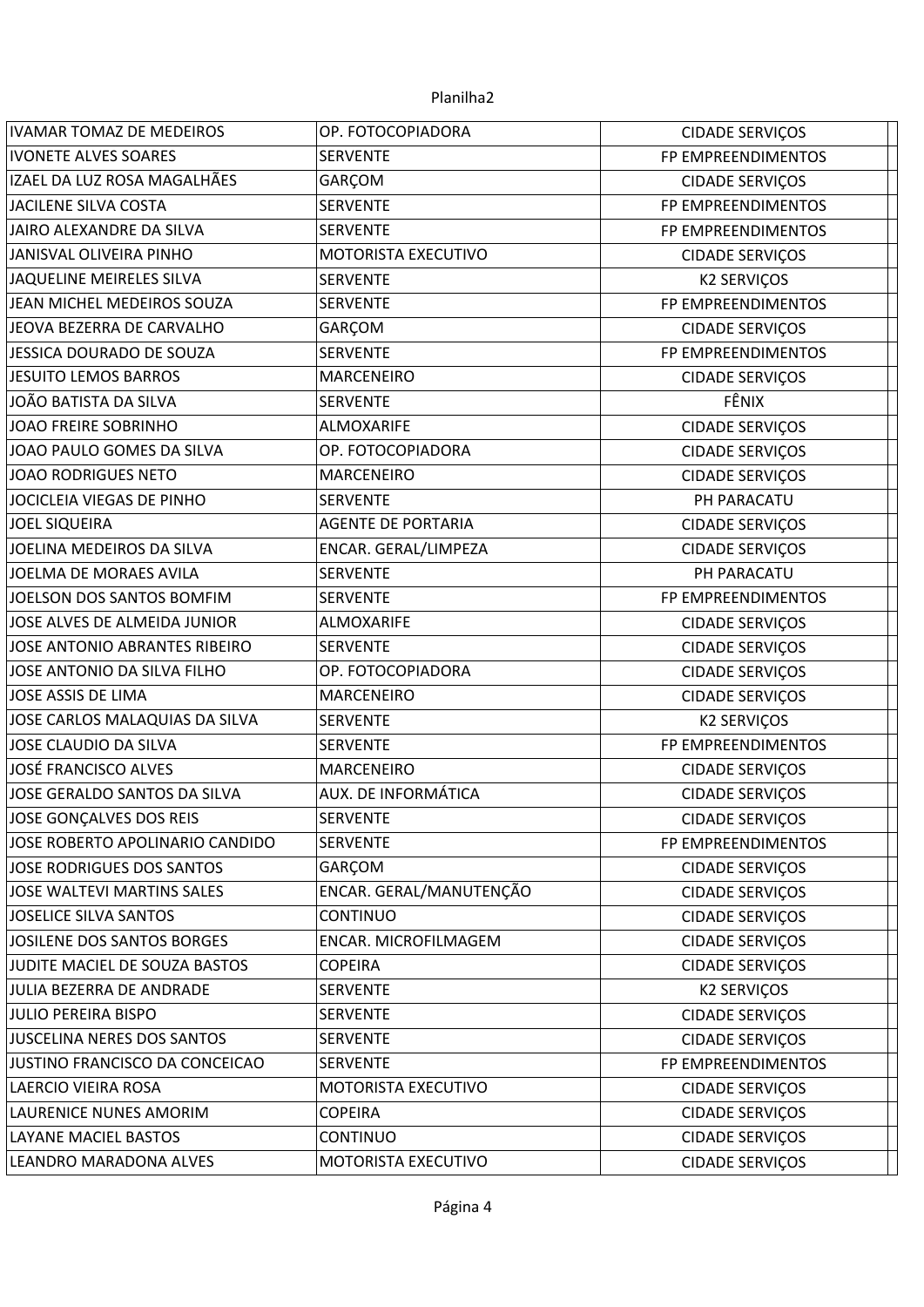| | | |
|---|---|---|
| IVAMAR TOMAZ DE MEDEIROS | OP. FOTOCOPIADORA | CIDADE SERVIÇOS |
| IVONETE ALVES SOARES | SERVENTE | FP EMPREENDIMENTOS |
| IZAEL DA LUZ ROSA MAGALHÃES | GARÇOM | CIDADE SERVIÇOS |
| JACILENE SILVA COSTA | SERVENTE | FP EMPREENDIMENTOS |
| JAIRO ALEXANDRE DA SILVA | SERVENTE | FP EMPREENDIMENTOS |
| JANISVAL OLIVEIRA PINHO | MOTORISTA EXECUTIVO | CIDADE SERVIÇOS |
| JAQUELINE MEIRELES SILVA | SERVENTE | K2 SERVIÇOS |
| JEAN MICHEL MEDEIROS SOUZA | SERVENTE | FP EMPREENDIMENTOS |
| JEOVA BEZERRA DE CARVALHO | GARÇOM | CIDADE SERVIÇOS |
| JESSICA DOURADO DE SOUZA | SERVENTE | FP EMPREENDIMENTOS |
| JESUITO LEMOS BARROS | MARCENEIRO | CIDADE SERVIÇOS |
| JOÃO BATISTA DA SILVA | SERVENTE | FÊNIX |
| JOAO FREIRE SOBRINHO | ALMOXARIFE | CIDADE SERVIÇOS |
| JOAO PAULO GOMES DA SILVA | OP. FOTOCOPIADORA | CIDADE SERVIÇOS |
| JOAO RODRIGUES NETO | MARCENEIRO | CIDADE SERVIÇOS |
| JOCICLEIA VIEGAS DE PINHO | SERVENTE | PH PARACATU |
| JOEL SIQUEIRA | AGENTE DE PORTARIA | CIDADE SERVIÇOS |
| JOELINA MEDEIROS DA SILVA | ENCAR. GERAL/LIMPEZA | CIDADE SERVIÇOS |
| JOELMA DE MORAES AVILA | SERVENTE | PH PARACATU |
| JOELSON DOS SANTOS BOMFIM | SERVENTE | FP EMPREENDIMENTOS |
| JOSE ALVES DE ALMEIDA JUNIOR | ALMOXARIFE | CIDADE SERVIÇOS |
| JOSE ANTONIO ABRANTES RIBEIRO | SERVENTE | CIDADE SERVIÇOS |
| JOSE ANTONIO DA SILVA FILHO | OP. FOTOCOPIADORA | CIDADE SERVIÇOS |
| JOSE ASSIS DE LIMA | MARCENEIRO | CIDADE SERVIÇOS |
| JOSE CARLOS MALAQUIAS DA SILVA | SERVENTE | K2 SERVIÇOS |
| JOSE CLAUDIO DA SILVA | SERVENTE | FP EMPREENDIMENTOS |
| JOSÉ FRANCISCO ALVES | MARCENEIRO | CIDADE SERVIÇOS |
| JOSE GERALDO SANTOS DA SILVA | AUX. DE INFORMÁTICA | CIDADE SERVIÇOS |
| JOSE GONÇALVES DOS REIS | SERVENTE | CIDADE SERVIÇOS |
| JOSE ROBERTO APOLINARIO CANDIDO | SERVENTE | FP EMPREENDIMENTOS |
| JOSE RODRIGUES DOS SANTOS | GARÇOM | CIDADE SERVIÇOS |
| JOSE WALTEVI MARTINS SALES | ENCAR. GERAL/MANUTENÇÃO | CIDADE SERVIÇOS |
| JOSELICE SILVA SANTOS | CONTINUO | CIDADE SERVIÇOS |
| JOSILENE DOS SANTOS BORGES | ENCAR. MICROFILMAGEM | CIDADE SERVIÇOS |
| JUDITE MACIEL DE SOUZA BASTOS | COPEIRA | CIDADE SERVIÇOS |
| JULIA BEZERRA DE ANDRADE | SERVENTE | K2 SERVIÇOS |
| JULIO PEREIRA BISPO | SERVENTE | CIDADE SERVIÇOS |
| JUSCELINA NERES DOS SANTOS | SERVENTE | CIDADE SERVIÇOS |
| JUSTINO FRANCISCO DA CONCEICAO | SERVENTE | FP EMPREENDIMENTOS |
| LAERCIO VIEIRA ROSA | MOTORISTA EXECUTIVO | CIDADE SERVIÇOS |
| LAURENICE NUNES AMORIM | COPEIRA | CIDADE SERVIÇOS |
| LAYANE MACIEL BASTOS | CONTINUO | CIDADE SERVIÇOS |
| LEANDRO MARADONA ALVES | MOTORISTA EXECUTIVO | CIDADE SERVIÇOS |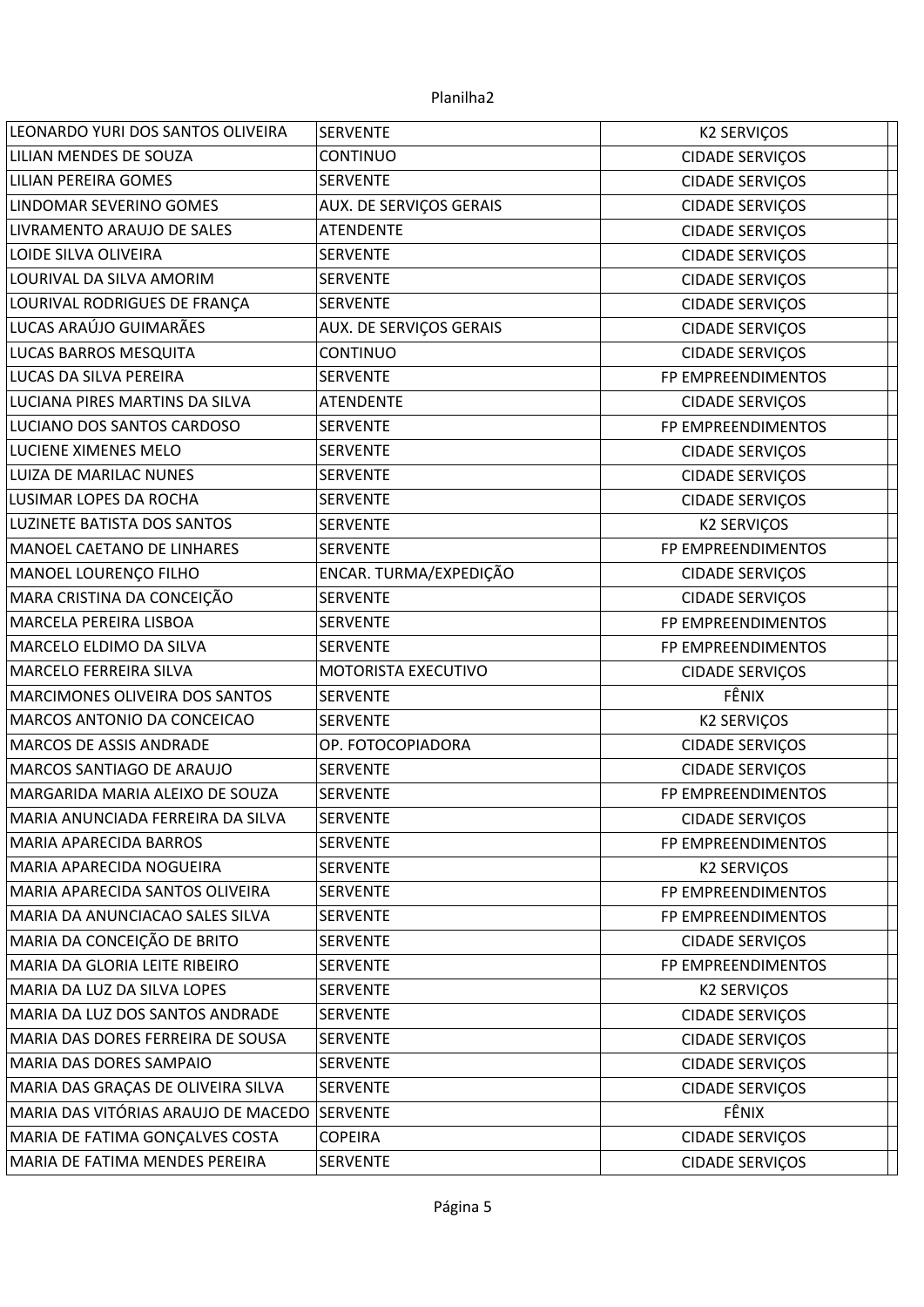| | | | |
|---|---|---|---|
| LEONARDO YURI DOS SANTOS OLIVEIRA | SERVENTE | K2 SERVIÇOS | |
| LILIAN MENDES DE SOUZA | CONTINUO | CIDADE SERVIÇOS | |
| LILIAN PEREIRA GOMES | SERVENTE | CIDADE SERVIÇOS | |
| LINDOMAR SEVERINO GOMES | AUX. DE SERVIÇOS GERAIS | CIDADE SERVIÇOS | |
| LIVRAMENTO ARAUJO DE SALES | ATENDENTE | CIDADE SERVIÇOS | |
| LOIDE SILVA OLIVEIRA | SERVENTE | CIDADE SERVIÇOS | |
| LOURIVAL DA SILVA AMORIM | SERVENTE | CIDADE SERVIÇOS | |
| LOURIVAL RODRIGUES DE FRANÇA | SERVENTE | CIDADE SERVIÇOS | |
| LUCAS ARAÚJO GUIMARÃES | AUX. DE SERVIÇOS GERAIS | CIDADE SERVIÇOS | |
| LUCAS BARROS MESQUITA | CONTINUO | CIDADE SERVIÇOS | |
| LUCAS DA SILVA PEREIRA | SERVENTE | FP EMPREENDIMENTOS | |
| LUCIANA PIRES MARTINS DA SILVA | ATENDENTE | CIDADE SERVIÇOS | |
| LUCIANO DOS SANTOS CARDOSO | SERVENTE | FP EMPREENDIMENTOS | |
| LUCIENE XIMENES MELO | SERVENTE | CIDADE SERVIÇOS | |
| LUIZA DE MARILAC NUNES | SERVENTE | CIDADE SERVIÇOS | |
| LUSIMAR LOPES DA ROCHA | SERVENTE | CIDADE SERVIÇOS | |
| LUZINETE BATISTA DOS SANTOS | SERVENTE | K2 SERVIÇOS | |
| MANOEL CAETANO DE LINHARES | SERVENTE | FP EMPREENDIMENTOS | |
| MANOEL LOURENÇO FILHO | ENCAR. TURMA/EXPEDIÇÃO | CIDADE SERVIÇOS | |
| MARA CRISTINA DA CONCEIÇÃO | SERVENTE | CIDADE SERVIÇOS | |
| MARCELA PEREIRA LISBOA | SERVENTE | FP EMPREENDIMENTOS | |
| MARCELO ELDIMO DA SILVA | SERVENTE | FP EMPREENDIMENTOS | |
| MARCELO FERREIRA SILVA | MOTORISTA EXECUTIVO | CIDADE SERVIÇOS | |
| MARCIMONES OLIVEIRA DOS SANTOS | SERVENTE | FÊNIX | |
| MARCOS ANTONIO DA CONCEICAO | SERVENTE | K2 SERVIÇOS | |
| MARCOS DE ASSIS ANDRADE | OP. FOTOCOPIADORA | CIDADE SERVIÇOS | |
| MARCOS SANTIAGO DE ARAUJO | SERVENTE | CIDADE SERVIÇOS | |
| MARGARIDA MARIA ALEIXO DE SOUZA | SERVENTE | FP EMPREENDIMENTOS | |
| MARIA ANUNCIADA FERREIRA DA SILVA | SERVENTE | CIDADE SERVIÇOS | |
| MARIA APARECIDA BARROS | SERVENTE | FP EMPREENDIMENTOS | |
| MARIA APARECIDA NOGUEIRA | SERVENTE | K2 SERVIÇOS | |
| MARIA APARECIDA SANTOS OLIVEIRA | SERVENTE | FP EMPREENDIMENTOS | |
| MARIA DA ANUNCIACAO SALES SILVA | SERVENTE | FP EMPREENDIMENTOS | |
| MARIA DA CONCEIÇÃO DE BRITO | SERVENTE | CIDADE SERVIÇOS | |
| MARIA DA GLORIA LEITE RIBEIRO | SERVENTE | FP EMPREENDIMENTOS | |
| MARIA DA LUZ DA SILVA LOPES | SERVENTE | K2 SERVIÇOS | |
| MARIA DA LUZ DOS SANTOS ANDRADE | SERVENTE | CIDADE SERVIÇOS | |
| MARIA DAS DORES FERREIRA DE SOUSA | SERVENTE | CIDADE SERVIÇOS | |
| MARIA DAS DORES SAMPAIO | SERVENTE | CIDADE SERVIÇOS | |
| MARIA DAS GRAÇAS DE OLIVEIRA SILVA | SERVENTE | CIDADE SERVIÇOS | |
| MARIA DAS VITÓRIAS ARAUJO DE MACEDO | SERVENTE | FÊNIX | |
| MARIA DE FATIMA GONÇALVES COSTA | COPEIRA | CIDADE SERVIÇOS | |
| MARIA DE FATIMA MENDES PEREIRA | SERVENTE | CIDADE SERVIÇOS | |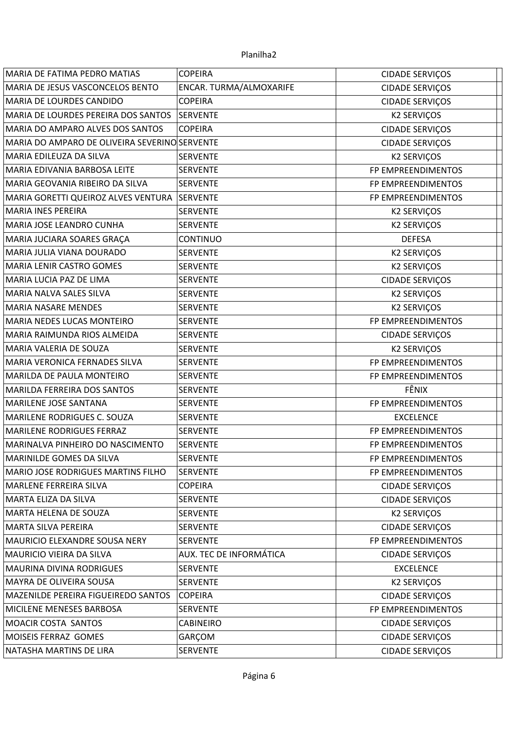| | | |
|---|---|---|
| MARIA DE FATIMA PEDRO MATIAS | COPEIRA | CIDADE SERVIÇOS |
| MARIA DE JESUS VASCONCELOS BENTO | ENCAR. TURMA/ALMOXARIFE | CIDADE SERVIÇOS |
| MARIA DE LOURDES CANDIDO | COPEIRA | CIDADE SERVIÇOS |
| MARIA DE LOURDES PEREIRA DOS SANTOS | SERVENTE | K2 SERVIÇOS |
| MARIA DO AMPARO ALVES DOS SANTOS | COPEIRA | CIDADE SERVIÇOS |
| MARIA DO AMPARO DE OLIVEIRA SEVERINO | SERVENTE | CIDADE SERVIÇOS |
| MARIA EDILEUZA DA SILVA | SERVENTE | K2 SERVIÇOS |
| MARIA EDIVANIA BARBOSA LEITE | SERVENTE | FP EMPREENDIMENTOS |
| MARIA GEOVANIA RIBEIRO DA SILVA | SERVENTE | FP EMPREENDIMENTOS |
| MARIA GORETTI QUEIROZ ALVES VENTURA | SERVENTE | FP EMPREENDIMENTOS |
| MARIA INES PEREIRA | SERVENTE | K2 SERVIÇOS |
| MARIA JOSE LEANDRO CUNHA | SERVENTE | K2 SERVIÇOS |
| MARIA JUCIARA SOARES GRAÇA | CONTINUO | DEFESA |
| MARIA JULIA VIANA DOURADO | SERVENTE | K2 SERVIÇOS |
| MARIA LENIR CASTRO GOMES | SERVENTE | K2 SERVIÇOS |
| MARIA LUCIA PAZ DE LIMA | SERVENTE | CIDADE SERVIÇOS |
| MARIA NALVA SALES SILVA | SERVENTE | K2 SERVIÇOS |
| MARIA NASARE MENDES | SERVENTE | K2 SERVIÇOS |
| MARIA NEDES LUCAS MONTEIRO | SERVENTE | FP EMPREENDIMENTOS |
| MARIA RAIMUNDA RIOS ALMEIDA | SERVENTE | CIDADE SERVIÇOS |
| MARIA VALERIA DE SOUZA | SERVENTE | K2 SERVIÇOS |
| MARIA VERONICA FERNADES SILVA | SERVENTE | FP EMPREENDIMENTOS |
| MARILDA DE PAULA MONTEIRO | SERVENTE | FP EMPREENDIMENTOS |
| MARILDA FERREIRA DOS SANTOS | SERVENTE | FÊNIX |
| MARILENE JOSE SANTANA | SERVENTE | FP EMPREENDIMENTOS |
| MARILENE RODRIGUES C. SOUZA | SERVENTE | EXCELENCE |
| MARILENE RODRIGUES FERRAZ | SERVENTE | FP EMPREENDIMENTOS |
| MARINALVA PINHEIRO DO NASCIMENTO | SERVENTE | FP EMPREENDIMENTOS |
| MARINILDE GOMES DA SILVA | SERVENTE | FP EMPREENDIMENTOS |
| MARIO JOSE RODRIGUES MARTINS FILHO | SERVENTE | FP EMPREENDIMENTOS |
| MARLENE FERREIRA SILVA | COPEIRA | CIDADE SERVIÇOS |
| MARTA ELIZA DA SILVA | SERVENTE | CIDADE SERVIÇOS |
| MARTA HELENA DE SOUZA | SERVENTE | K2 SERVIÇOS |
| MARTA SILVA PEREIRA | SERVENTE | CIDADE SERVIÇOS |
| MAURICIO ELEXANDRE SOUSA NERY | SERVENTE | FP EMPREENDIMENTOS |
| MAURICIO VIEIRA DA SILVA | AUX. TEC DE INFORMÁTICA | CIDADE SERVIÇOS |
| MAURINA DIVINA RODRIGUES | SERVENTE | EXCELENCE |
| MAYRA DE OLIVEIRA SOUSA | SERVENTE | K2 SERVIÇOS |
| MAZENILDE PEREIRA FIGUEIREDO SANTOS | COPEIRA | CIDADE SERVIÇOS |
| MICILENE MENESES BARBOSA | SERVENTE | FP EMPREENDIMENTOS |
| MOACIR COSTA SANTOS | CABINEIRO | CIDADE SERVIÇOS |
| MOISEIS FERRAZ GOMES | GARÇOM | CIDADE SERVIÇOS |
| NATASHA MARTINS DE LIRA | SERVENTE | CIDADE SERVIÇOS |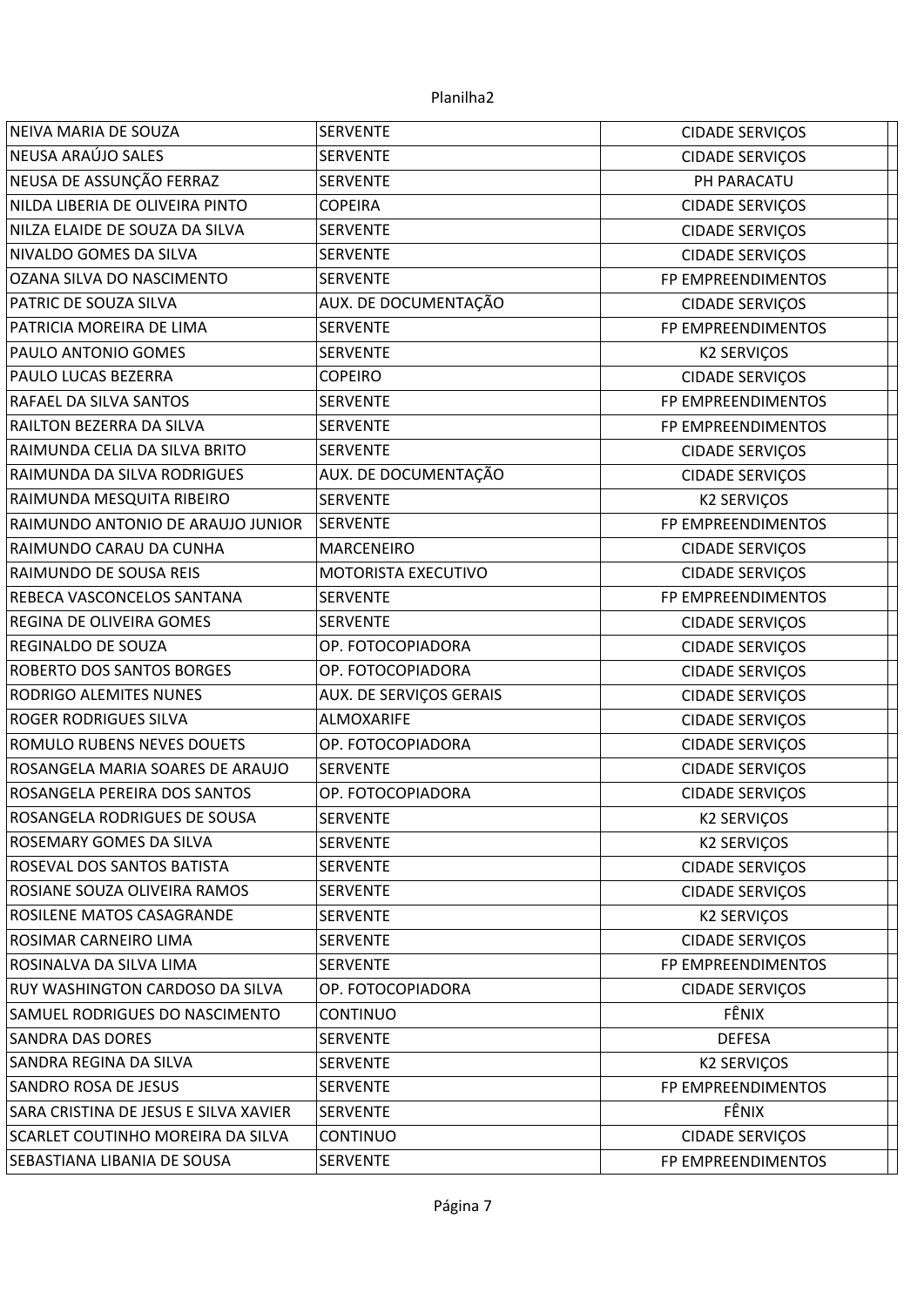| NEIVA MARIA DE SOUZA | SERVENTE | CIDADE SERVIÇOS | |
|---|---|---|---|
| NEUSA ARAÚJO SALES | SERVENTE | CIDADE SERVIÇOS | |
| NEUSA DE ASSUNÇÃO FERRAZ | SERVENTE | PH PARACATU | |
| NILDA LIBERIA DE OLIVEIRA PINTO | COPEIRA | CIDADE SERVIÇOS | |
| NILZA ELAIDE DE SOUZA DA SILVA | SERVENTE | CIDADE SERVIÇOS | |
| NIVALDO GOMES DA SILVA | SERVENTE | CIDADE SERVIÇOS | |
| OZANA SILVA DO NASCIMENTO | SERVENTE | FP EMPREENDIMENTOS | |
| PATRIC DE SOUZA SILVA | AUX. DE DOCUMENTAÇÃO | CIDADE SERVIÇOS | |
| PATRICIA MOREIRA DE LIMA | SERVENTE | FP EMPREENDIMENTOS | |
| PAULO ANTONIO GOMES | SERVENTE | K2 SERVIÇOS | |
| PAULO LUCAS BEZERRA | COPEIRO | CIDADE SERVIÇOS | |
| RAFAEL DA SILVA SANTOS | SERVENTE | FP EMPREENDIMENTOS | |
| RAILTON BEZERRA DA SILVA | SERVENTE | FP EMPREENDIMENTOS | |
| RAIMUNDA CELIA DA SILVA BRITO | SERVENTE | CIDADE SERVIÇOS | |
| RAIMUNDA DA SILVA RODRIGUES | AUX. DE DOCUMENTAÇÃO | CIDADE SERVIÇOS | |
| RAIMUNDA MESQUITA RIBEIRO | SERVENTE | K2 SERVIÇOS | |
| RAIMUNDO ANTONIO DE ARAUJO JUNIOR | SERVENTE | FP EMPREENDIMENTOS | |
| RAIMUNDO CARAU DA CUNHA | MARCENEIRO | CIDADE SERVIÇOS | |
| RAIMUNDO DE SOUSA REIS | MOTORISTA EXECUTIVO | CIDADE SERVIÇOS | |
| REBECA VASCONCELOS SANTANA | SERVENTE | FP EMPREENDIMENTOS | |
| REGINA DE OLIVEIRA GOMES | SERVENTE | CIDADE SERVIÇOS | |
| REGINALDO DE SOUZA | OP. FOTOCOPIADORA | CIDADE SERVIÇOS | |
| ROBERTO DOS SANTOS BORGES | OP. FOTOCOPIADORA | CIDADE SERVIÇOS | |
| RODRIGO ALEMITES NUNES | AUX. DE SERVIÇOS GERAIS | CIDADE SERVIÇOS | |
| ROGER RODRIGUES SILVA | ALMOXARIFE | CIDADE SERVIÇOS | |
| ROMULO RUBENS NEVES DOUETS | OP. FOTOCOPIADORA | CIDADE SERVIÇOS | |
| ROSANGELA MARIA SOARES DE ARAUJO | SERVENTE | CIDADE SERVIÇOS | |
| ROSANGELA PEREIRA DOS SANTOS | OP. FOTOCOPIADORA | CIDADE SERVIÇOS | |
| ROSANGELA RODRIGUES DE SOUSA | SERVENTE | K2 SERVIÇOS | |
| ROSEMARY GOMES DA SILVA | SERVENTE | K2 SERVIÇOS | |
| ROSEVAL DOS SANTOS BATISTA | SERVENTE | CIDADE SERVIÇOS | |
| ROSIANE SOUZA OLIVEIRA RAMOS | SERVENTE | CIDADE SERVIÇOS | |
| ROSILENE MATOS CASAGRANDE | SERVENTE | K2 SERVIÇOS | |
| ROSIMAR CARNEIRO LIMA | SERVENTE | CIDADE SERVIÇOS | |
| ROSINALVA DA SILVA LIMA | SERVENTE | FP EMPREENDIMENTOS | |
| RUY WASHINGTON CARDOSO DA SILVA | OP. FOTOCOPIADORA | CIDADE SERVIÇOS | |
| SAMUEL RODRIGUES DO NASCIMENTO | CONTINUO | FÊNIX | |
| SANDRA DAS DORES | SERVENTE | DEFESA | |
| SANDRA REGINA DA SILVA | SERVENTE | K2 SERVIÇOS | |
| SANDRO ROSA DE JESUS | SERVENTE | FP EMPREENDIMENTOS | |
| SARA CRISTINA DE JESUS E SILVA XAVIER | SERVENTE | FÊNIX | |
| SCARLET COUTINHO MOREIRA DA SILVA | CONTINUO | CIDADE SERVIÇOS | |
| SEBASTIANA LIBANIA DE SOUSA | SERVENTE | FP EMPREENDIMENTOS | |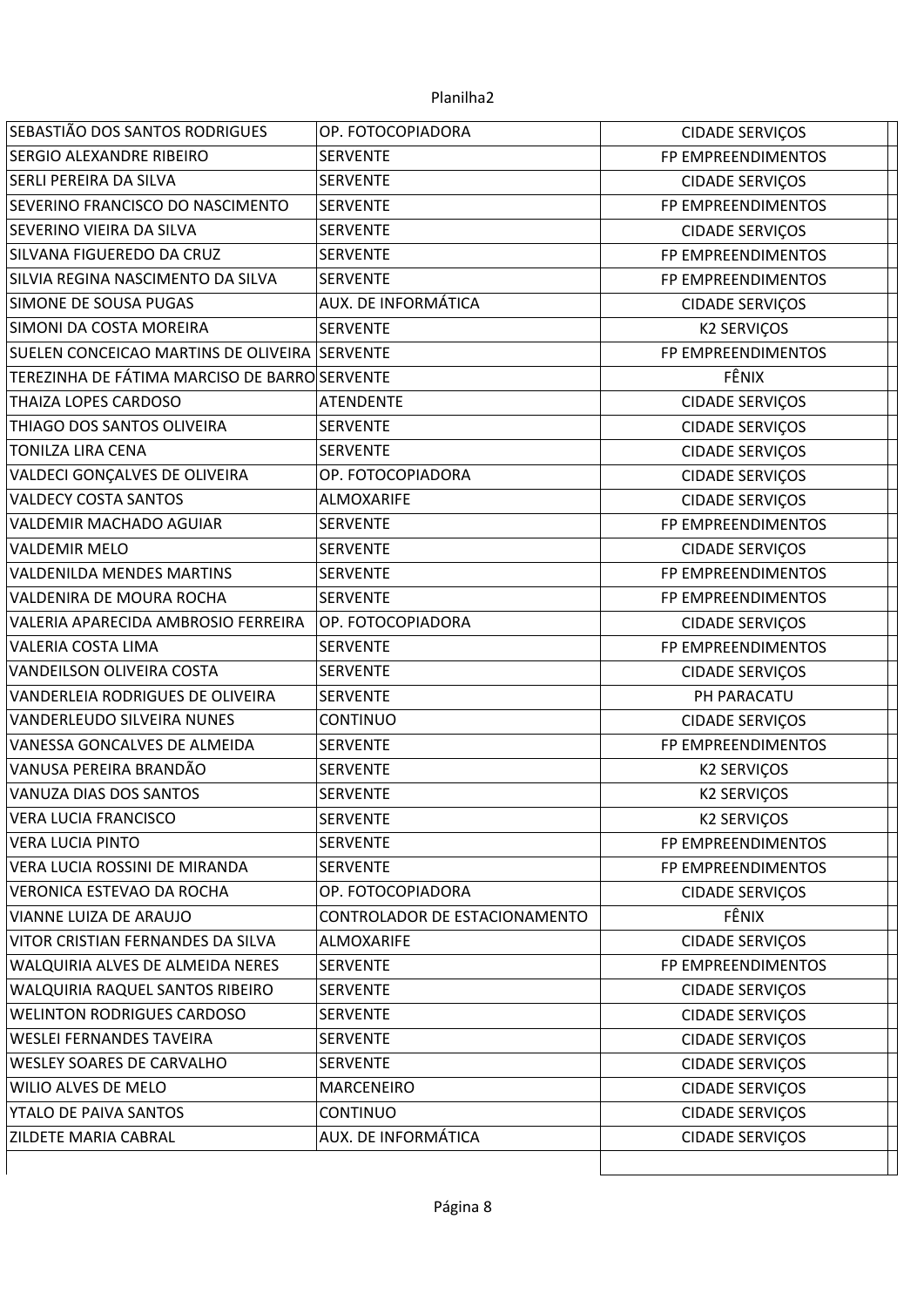| | | |
|---|---|---|
| SEBASTIÃO DOS SANTOS RODRIGUES | OP. FOTOCOPIADORA | CIDADE SERVIÇOS |
| SERGIO ALEXANDRE RIBEIRO | SERVENTE | FP EMPREENDIMENTOS |
| SERLI PEREIRA DA SILVA | SERVENTE | CIDADE SERVIÇOS |
| SEVERINO FRANCISCO DO NASCIMENTO | SERVENTE | FP EMPREENDIMENTOS |
| SEVERINO VIEIRA DA SILVA | SERVENTE | CIDADE SERVIÇOS |
| SILVANA FIGUEREDO DA CRUZ | SERVENTE | FP EMPREENDIMENTOS |
| SILVIA REGINA NASCIMENTO DA SILVA | SERVENTE | FP EMPREENDIMENTOS |
| SIMONE DE SOUSA PUGAS | AUX. DE INFORMÁTICA | CIDADE SERVIÇOS |
| SIMONI DA COSTA MOREIRA | SERVENTE | K2 SERVIÇOS |
| SUELEN CONCEICAO MARTINS DE OLIVEIRA | SERVENTE | FP EMPREENDIMENTOS |
| TEREZINHA DE FÁTIMA MARCISO DE BARRO | SERVENTE | FÊNIX |
| THAIZA LOPES CARDOSO | ATENDENTE | CIDADE SERVIÇOS |
| THIAGO DOS SANTOS OLIVEIRA | SERVENTE | CIDADE SERVIÇOS |
| TONILZA LIRA CENA | SERVENTE | CIDADE SERVIÇOS |
| VALDECI GONÇALVES DE OLIVEIRA | OP. FOTOCOPIADORA | CIDADE SERVIÇOS |
| VALDECY COSTA SANTOS | ALMOXARIFE | CIDADE SERVIÇOS |
| VALDEMIR MACHADO AGUIAR | SERVENTE | FP EMPREENDIMENTOS |
| VALDEMIR MELO | SERVENTE | CIDADE SERVIÇOS |
| VALDENILDA MENDES MARTINS | SERVENTE | FP EMPREENDIMENTOS |
| VALDENIRA DE MOURA ROCHA | SERVENTE | FP EMPREENDIMENTOS |
| VALERIA APARECIDA AMBROSIO FERREIRA | OP. FOTOCOPIADORA | CIDADE SERVIÇOS |
| VALERIA COSTA LIMA | SERVENTE | FP EMPREENDIMENTOS |
| VANDEILSON OLIVEIRA COSTA | SERVENTE | CIDADE SERVIÇOS |
| VANDERLEIA RODRIGUES DE OLIVEIRA | SERVENTE | PH PARACATU |
| VANDERLEUDO SILVEIRA NUNES | CONTINUO | CIDADE SERVIÇOS |
| VANESSA GONCALVES DE ALMEIDA | SERVENTE | FP EMPREENDIMENTOS |
| VANUSA PEREIRA BRANDÃO | SERVENTE | K2 SERVIÇOS |
| VANUZA DIAS DOS SANTOS | SERVENTE | K2 SERVIÇOS |
| VERA LUCIA FRANCISCO | SERVENTE | K2 SERVIÇOS |
| VERA LUCIA PINTO | SERVENTE | FP EMPREENDIMENTOS |
| VERA LUCIA ROSSINI DE MIRANDA | SERVENTE | FP EMPREENDIMENTOS |
| VERONICA ESTEVAO DA ROCHA | OP. FOTOCOPIADORA | CIDADE SERVIÇOS |
| VIANNE LUIZA DE ARAUJO | CONTROLADOR DE ESTACIONAMENTO | FÊNIX |
| VITOR CRISTIAN FERNANDES DA SILVA | ALMOXARIFE | CIDADE SERVIÇOS |
| WALQUIRIA ALVES DE ALMEIDA NERES | SERVENTE | FP EMPREENDIMENTOS |
| WALQUIRIA RAQUEL SANTOS RIBEIRO | SERVENTE | CIDADE SERVIÇOS |
| WELINTON RODRIGUES CARDOSO | SERVENTE | CIDADE SERVIÇOS |
| WESLEI FERNANDES TAVEIRA | SERVENTE | CIDADE SERVIÇOS |
| WESLEY SOARES DE CARVALHO | SERVENTE | CIDADE SERVIÇOS |
| WILIO ALVES DE MELO | MARCENEIRO | CIDADE SERVIÇOS |
| YTALO DE PAIVA SANTOS | CONTINUO | CIDADE SERVIÇOS |
| ZILDETE MARIA CABRAL | AUX. DE INFORMÁTICA | CIDADE SERVIÇOS |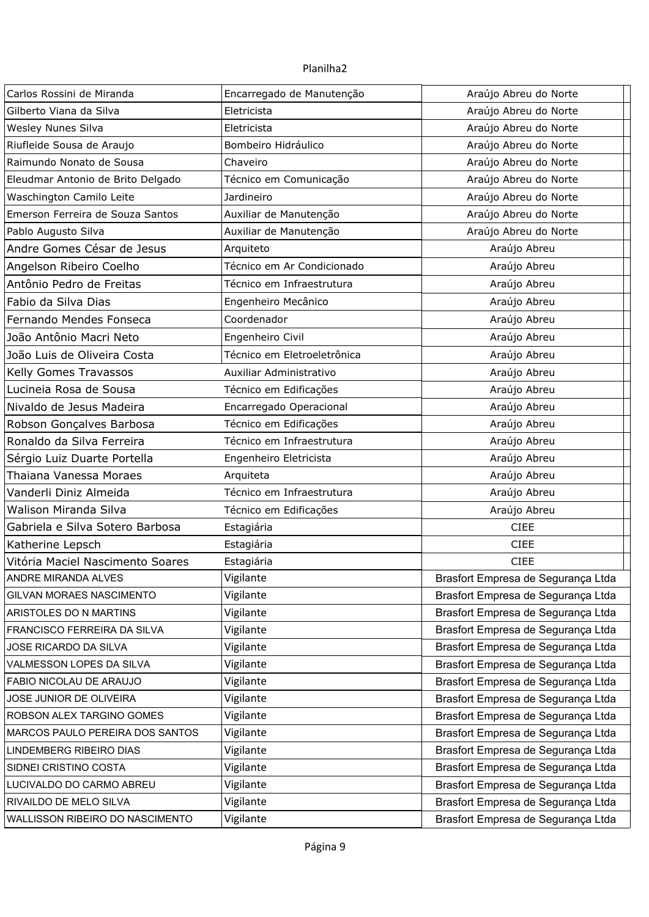| | | |
|---|---|---|
| Carlos Rossini de Miranda | Encarregado de Manutenção | Araújo Abreu do Norte |
| Gilberto Viana da Silva | Eletricista | Araújo Abreu do Norte |
| Wesley Nunes Silva | Eletricista | Araújo Abreu do Norte |
| Riufleide Sousa de Araujo | Bombeiro Hidráulico | Araújo Abreu do Norte |
| Raimundo Nonato de Sousa | Chaveiro | Araújo Abreu do Norte |
| Eleudmar Antonio de Brito Delgado | Técnico em Comunicação | Araújo Abreu do Norte |
| Waschington Camilo Leite | Jardineiro | Araújo Abreu do Norte |
| Emerson Ferreira de Souza Santos | Auxiliar de Manutenção | Araújo Abreu do Norte |
| Pablo Augusto Silva | Auxiliar de Manutenção | Araújo Abreu do Norte |
| Andre Gomes César de Jesus | Arquiteto | Araújo Abreu |
| Angelson Ribeiro Coelho | Técnico em Ar Condicionado | Araújo Abreu |
| Antônio Pedro de Freitas | Técnico em Infraestrutura | Araújo Abreu |
| Fabio da Silva Dias | Engenheiro Mecânico | Araújo Abreu |
| Fernando Mendes Fonseca | Coordenador | Araújo Abreu |
| João Antônio Macri Neto | Engenheiro Civil | Araújo Abreu |
| João Luis de Oliveira Costa | Técnico em Eletroeletrônica | Araújo Abreu |
| Kelly Gomes Travassos | Auxiliar Administrativo | Araújo Abreu |
| Lucineia Rosa de Sousa | Técnico em Edificações | Araújo Abreu |
| Nivaldo de Jesus Madeira | Encarregado Operacional | Araújo Abreu |
| Robson Gonçalves Barbosa | Técnico em Edificações | Araújo Abreu |
| Ronaldo da Silva Ferreira | Técnico em Infraestrutura | Araújo Abreu |
| Sérgio Luiz Duarte Portella | Engenheiro Eletricista | Araújo Abreu |
| Thaiana Vanessa Moraes | Arquiteta | Araújo Abreu |
| Vanderli Diniz Almeida | Técnico em Infraestrutura | Araújo Abreu |
| Walison Miranda Silva | Técnico em Edificações | Araújo Abreu |
| Gabriela e Silva Sotero Barbosa | Estagiária | CIEE |
| Katherine Lepsch | Estagiária | CIEE |
| Vitória Maciel Nascimento Soares | Estagiária | CIEE |
| ANDRE MIRANDA ALVES | Vigilante | Brasfort Empresa de Segurança Ltda |
| GILVAN MORAES NASCIMENTO | Vigilante | Brasfort Empresa de Segurança Ltda |
| ARISTOLES DO N MARTINS | Vigilante | Brasfort Empresa de Segurança Ltda |
| FRANCISCO FERREIRA DA SILVA | Vigilante | Brasfort Empresa de Segurança Ltda |
| JOSE RICARDO DA SILVA | Vigilante | Brasfort Empresa de Segurança Ltda |
| VALMESSON LOPES DA SILVA | Vigilante | Brasfort Empresa de Segurança Ltda |
| FABIO NICOLAU DE ARAUJO | Vigilante | Brasfort Empresa de Segurança Ltda |
| JOSE JUNIOR DE OLIVEIRA | Vigilante | Brasfort Empresa de Segurança Ltda |
| ROBSON ALEX TARGINO GOMES | Vigilante | Brasfort Empresa de Segurança Ltda |
| MARCOS PAULO PEREIRA DOS SANTOS | Vigilante | Brasfort Empresa de Segurança Ltda |
| LINDEMBERG RIBEIRO DIAS | Vigilante | Brasfort Empresa de Segurança Ltda |
| SIDNEI CRISTINO COSTA | Vigilante | Brasfort Empresa de Segurança Ltda |
| LUCIVALDO DO CARMO ABREU | Vigilante | Brasfort Empresa de Segurança Ltda |
| RIVAILDO DE MELO SILVA | Vigilante | Brasfort Empresa de Segurança Ltda |
| WALLISSON RIBEIRO DO NASCIMENTO | Vigilante | Brasfort Empresa de Segurança Ltda |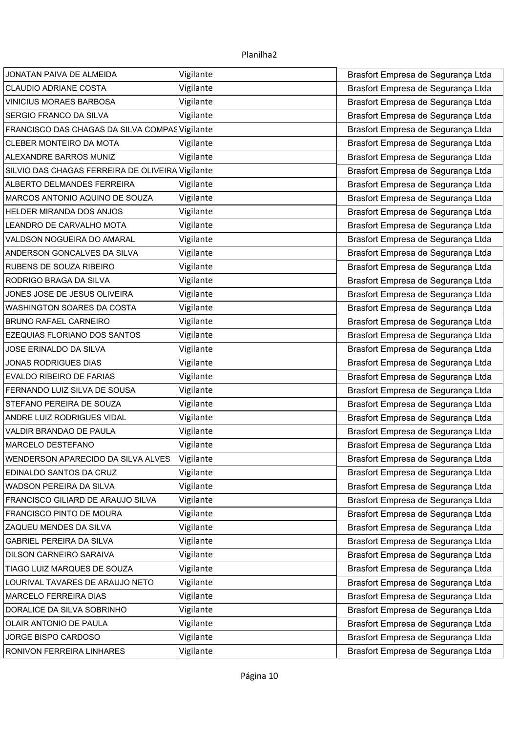| | | |
|---|---|---|
| JONATAN PAIVA DE ALMEIDA | Vigilante | Brasfort Empresa de Segurança Ltda |
| CLAUDIO ADRIANE COSTA | Vigilante | Brasfort Empresa de Segurança Ltda |
| VINICIUS MORAES BARBOSA | Vigilante | Brasfort Empresa de Segurança Ltda |
| SERGIO FRANCO DA SILVA | Vigilante | Brasfort Empresa de Segurança Ltda |
| FRANCISCO DAS CHAGAS DA SILVA COMPAS | Vigilante | Brasfort Empresa de Segurança Ltda |
| CLEBER MONTEIRO DA MOTA | Vigilante | Brasfort Empresa de Segurança Ltda |
| ALEXANDRE BARROS MUNIZ | Vigilante | Brasfort Empresa de Segurança Ltda |
| SILVIO DAS CHAGAS FERREIRA DE OLIVEIRA | Vigilante | Brasfort Empresa de Segurança Ltda |
| ALBERTO DELMANDES FERREIRA | Vigilante | Brasfort Empresa de Segurança Ltda |
| MARCOS ANTONIO AQUINO DE SOUZA | Vigilante | Brasfort Empresa de Segurança Ltda |
| HELDER MIRANDA DOS ANJOS | Vigilante | Brasfort Empresa de Segurança Ltda |
| LEANDRO DE CARVALHO MOTA | Vigilante | Brasfort Empresa de Segurança Ltda |
| VALDSON NOGUEIRA DO AMARAL | Vigilante | Brasfort Empresa de Segurança Ltda |
| ANDERSON GONCALVES DA SILVA | Vigilante | Brasfort Empresa de Segurança Ltda |
| RUBENS DE SOUZA RIBEIRO | Vigilante | Brasfort Empresa de Segurança Ltda |
| RODRIGO BRAGA DA SILVA | Vigilante | Brasfort Empresa de Segurança Ltda |
| JONES JOSE DE JESUS OLIVEIRA | Vigilante | Brasfort Empresa de Segurança Ltda |
| WASHINGTON SOARES DA COSTA | Vigilante | Brasfort Empresa de Segurança Ltda |
| BRUNO RAFAEL CARNEIRO | Vigilante | Brasfort Empresa de Segurança Ltda |
| EZEQUIAS FLORIANO DOS SANTOS | Vigilante | Brasfort Empresa de Segurança Ltda |
| JOSE ERINALDO DA SILVA | Vigilante | Brasfort Empresa de Segurança Ltda |
| JONAS RODRIGUES DIAS | Vigilante | Brasfort Empresa de Segurança Ltda |
| EVALDO RIBEIRO DE FARIAS | Vigilante | Brasfort Empresa de Segurança Ltda |
| FERNANDO LUIZ SILVA DE SOUSA | Vigilante | Brasfort Empresa de Segurança Ltda |
| STEFANO PEREIRA DE SOUZA | Vigilante | Brasfort Empresa de Segurança Ltda |
| ANDRE LUIZ RODRIGUES VIDAL | Vigilante | Brasfort Empresa de Segurança Ltda |
| VALDIR BRANDAO DE PAULA | Vigilante | Brasfort Empresa de Segurança Ltda |
| MARCELO DESTEFANO | Vigilante | Brasfort Empresa de Segurança Ltda |
| WENDERSON APARECIDO DA SILVA ALVES | Vigilante | Brasfort Empresa de Segurança Ltda |
| EDINALDO SANTOS DA CRUZ | Vigilante | Brasfort Empresa de Segurança Ltda |
| WADSON PEREIRA DA SILVA | Vigilante | Brasfort Empresa de Segurança Ltda |
| FRANCISCO GILIARD DE ARAUJO SILVA | Vigilante | Brasfort Empresa de Segurança Ltda |
| FRANCISCO PINTO DE MOURA | Vigilante | Brasfort Empresa de Segurança Ltda |
| ZAQUEU MENDES DA SILVA | Vigilante | Brasfort Empresa de Segurança Ltda |
| GABRIEL PEREIRA DA SILVA | Vigilante | Brasfort Empresa de Segurança Ltda |
| DILSON CARNEIRO SARAIVA | Vigilante | Brasfort Empresa de Segurança Ltda |
| TIAGO LUIZ MARQUES DE SOUZA | Vigilante | Brasfort Empresa de Segurança Ltda |
| LOURIVAL TAVARES DE ARAUJO NETO | Vigilante | Brasfort Empresa de Segurança Ltda |
| MARCELO FERREIRA DIAS | Vigilante | Brasfort Empresa de Segurança Ltda |
| DORALICE DA SILVA SOBRINHO | Vigilante | Brasfort Empresa de Segurança Ltda |
| OLAIR ANTONIO DE PAULA | Vigilante | Brasfort Empresa de Segurança Ltda |
| JORGE BISPO CARDOSO | Vigilante | Brasfort Empresa de Segurança Ltda |
| RONIVON FERREIRA LINHARES | Vigilante | Brasfort Empresa de Segurança Ltda |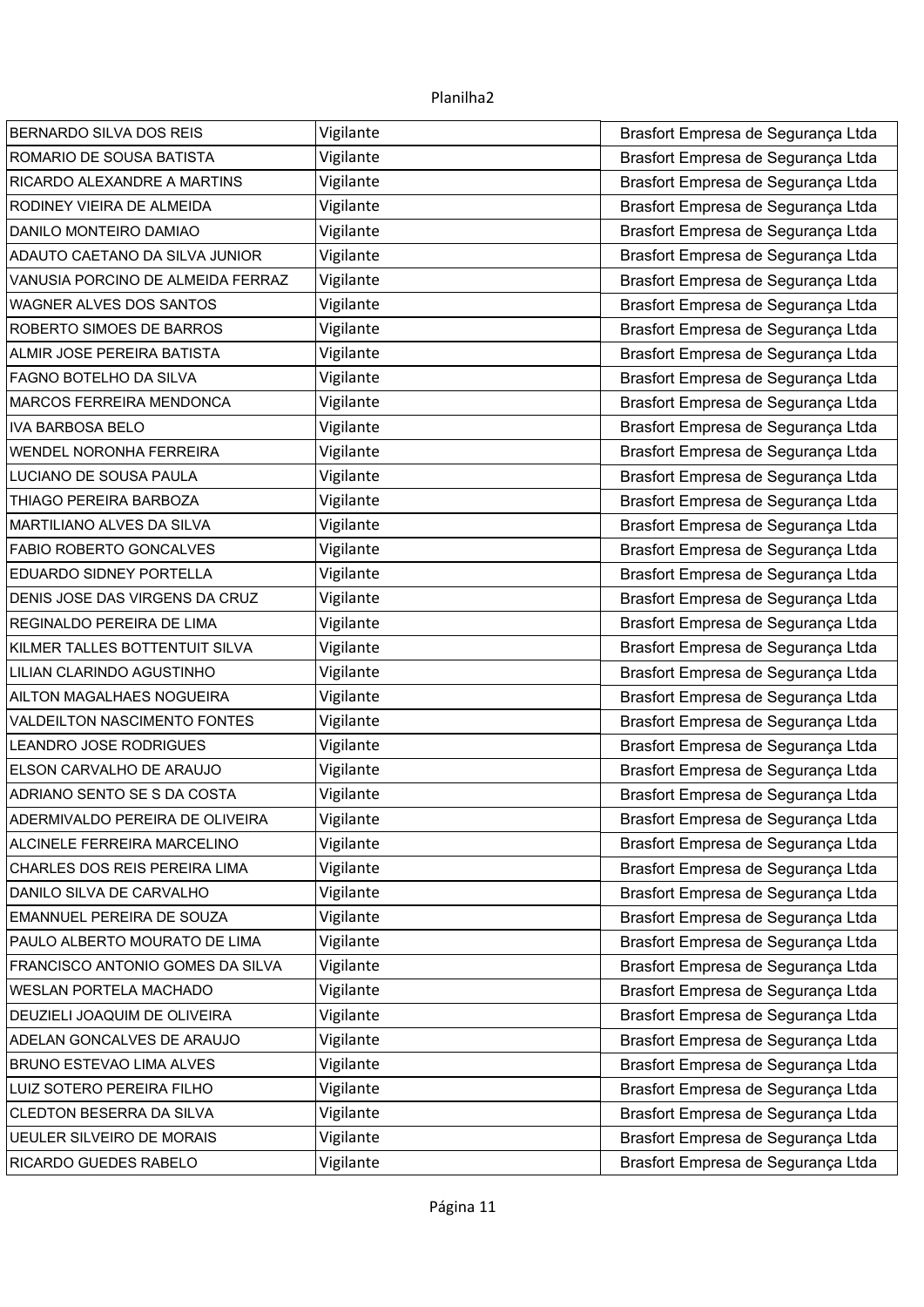| BERNARDO SILVA DOS REIS | Vigilante | Brasfort Empresa de Segurança Ltda |
|---|---|---|
| ROMARIO DE SOUSA BATISTA | Vigilante | Brasfort Empresa de Segurança Ltda |
| RICARDO ALEXANDRE A MARTINS | Vigilante | Brasfort Empresa de Segurança Ltda |
| RODINEY VIEIRA DE ALMEIDA | Vigilante | Brasfort Empresa de Segurança Ltda |
| DANILO MONTEIRO DAMIAO | Vigilante | Brasfort Empresa de Segurança Ltda |
| ADAUTO CAETANO DA SILVA JUNIOR | Vigilante | Brasfort Empresa de Segurança Ltda |
| VANUSIA PORCINO DE ALMEIDA FERRAZ | Vigilante | Brasfort Empresa de Segurança Ltda |
| WAGNER ALVES DOS SANTOS | Vigilante | Brasfort Empresa de Segurança Ltda |
| ROBERTO SIMOES DE BARROS | Vigilante | Brasfort Empresa de Segurança Ltda |
| ALMIR JOSE PEREIRA BATISTA | Vigilante | Brasfort Empresa de Segurança Ltda |
| FAGNO BOTELHO DA SILVA | Vigilante | Brasfort Empresa de Segurança Ltda |
| MARCOS FERREIRA MENDONCA | Vigilante | Brasfort Empresa de Segurança Ltda |
| IVA BARBOSA BELO | Vigilante | Brasfort Empresa de Segurança Ltda |
| WENDEL NORONHA FERREIRA | Vigilante | Brasfort Empresa de Segurança Ltda |
| LUCIANO DE SOUSA PAULA | Vigilante | Brasfort Empresa de Segurança Ltda |
| THIAGO PEREIRA BARBOZA | Vigilante | Brasfort Empresa de Segurança Ltda |
| MARTILIANO ALVES DA SILVA | Vigilante | Brasfort Empresa de Segurança Ltda |
| FABIO ROBERTO GONCALVES | Vigilante | Brasfort Empresa de Segurança Ltda |
| EDUARDO SIDNEY PORTELLA | Vigilante | Brasfort Empresa de Segurança Ltda |
| DENIS JOSE DAS VIRGENS DA CRUZ | Vigilante | Brasfort Empresa de Segurança Ltda |
| REGINALDO PEREIRA DE LIMA | Vigilante | Brasfort Empresa de Segurança Ltda |
| KILMER TALLES BOTTENTUIT SILVA | Vigilante | Brasfort Empresa de Segurança Ltda |
| LILIAN CLARINDO AGUSTINHO | Vigilante | Brasfort Empresa de Segurança Ltda |
| AILTON MAGALHAES NOGUEIRA | Vigilante | Brasfort Empresa de Segurança Ltda |
| VALDEILTON NASCIMENTO FONTES | Vigilante | Brasfort Empresa de Segurança Ltda |
| LEANDRO JOSE RODRIGUES | Vigilante | Brasfort Empresa de Segurança Ltda |
| ELSON CARVALHO DE ARAUJO | Vigilante | Brasfort Empresa de Segurança Ltda |
| ADRIANO SENTO SE S DA COSTA | Vigilante | Brasfort Empresa de Segurança Ltda |
| ADERMIVALDO PEREIRA DE OLIVEIRA | Vigilante | Brasfort Empresa de Segurança Ltda |
| ALCINELE FERREIRA MARCELINO | Vigilante | Brasfort Empresa de Segurança Ltda |
| CHARLES DOS REIS PEREIRA LIMA | Vigilante | Brasfort Empresa de Segurança Ltda |
| DANILO SILVA DE CARVALHO | Vigilante | Brasfort Empresa de Segurança Ltda |
| EMANNUEL PEREIRA DE SOUZA | Vigilante | Brasfort Empresa de Segurança Ltda |
| PAULO ALBERTO MOURATO DE LIMA | Vigilante | Brasfort Empresa de Segurança Ltda |
| FRANCISCO ANTONIO GOMES DA SILVA | Vigilante | Brasfort Empresa de Segurança Ltda |
| WESLAN PORTELA MACHADO | Vigilante | Brasfort Empresa de Segurança Ltda |
| DEUZIELI JOAQUIM DE OLIVEIRA | Vigilante | Brasfort Empresa de Segurança Ltda |
| ADELAN GONCALVES DE ARAUJO | Vigilante | Brasfort Empresa de Segurança Ltda |
| BRUNO ESTEVAO LIMA ALVES | Vigilante | Brasfort Empresa de Segurança Ltda |
| LUIZ SOTERO PEREIRA FILHO | Vigilante | Brasfort Empresa de Segurança Ltda |
| CLEDTON BESERRA DA SILVA | Vigilante | Brasfort Empresa de Segurança Ltda |
| UEULER SILVEIRO DE MORAIS | Vigilante | Brasfort Empresa de Segurança Ltda |
| RICARDO GUEDES RABELO | Vigilante | Brasfort Empresa de Segurança Ltda |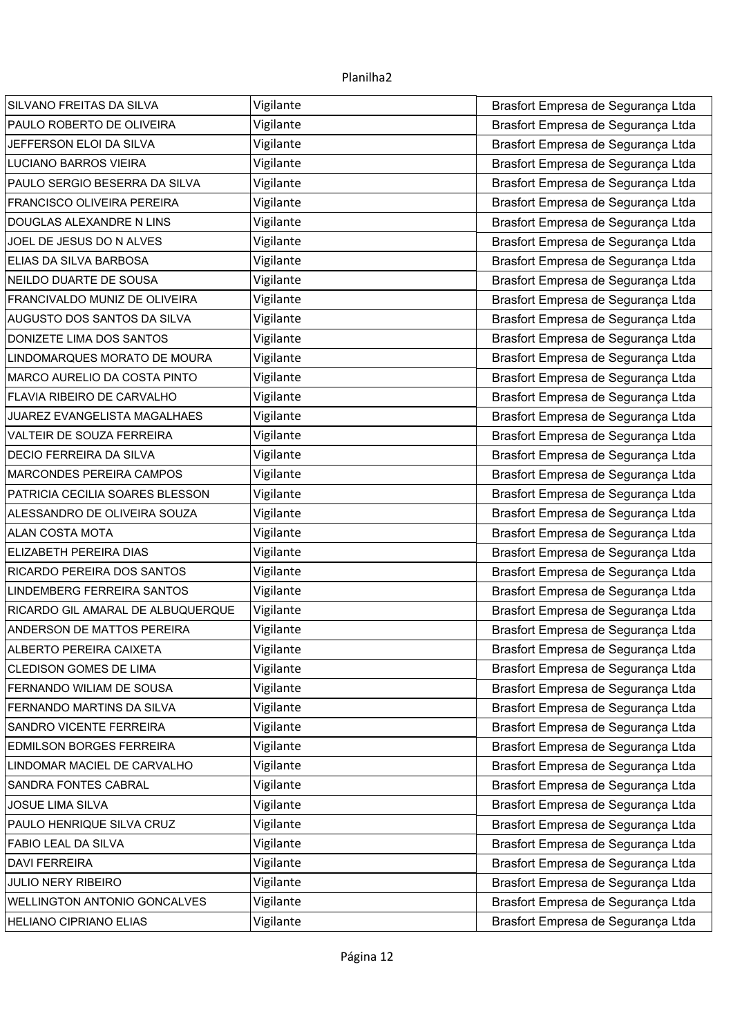| SILVANO FREITAS DA SILVA | Vigilante | Brasfort Empresa de Segurança Ltda |
|---|---|---|
| PAULO ROBERTO DE OLIVEIRA | Vigilante | Brasfort Empresa de Segurança Ltda |
| JEFFERSON ELOI DA SILVA | Vigilante | Brasfort Empresa de Segurança Ltda |
| LUCIANO BARROS VIEIRA | Vigilante | Brasfort Empresa de Segurança Ltda |
| PAULO SERGIO BESERRA DA SILVA | Vigilante | Brasfort Empresa de Segurança Ltda |
| FRANCISCO OLIVEIRA PEREIRA | Vigilante | Brasfort Empresa de Segurança Ltda |
| DOUGLAS ALEXANDRE N LINS | Vigilante | Brasfort Empresa de Segurança Ltda |
| JOEL DE JESUS DO N ALVES | Vigilante | Brasfort Empresa de Segurança Ltda |
| ELIAS DA SILVA BARBOSA | Vigilante | Brasfort Empresa de Segurança Ltda |
| NEILDO DUARTE DE SOUSA | Vigilante | Brasfort Empresa de Segurança Ltda |
| FRANCIVALDO MUNIZ DE OLIVEIRA | Vigilante | Brasfort Empresa de Segurança Ltda |
| AUGUSTO DOS SANTOS DA SILVA | Vigilante | Brasfort Empresa de Segurança Ltda |
| DONIZETE LIMA DOS SANTOS | Vigilante | Brasfort Empresa de Segurança Ltda |
| LINDOMARQUES MORATO DE MOURA | Vigilante | Brasfort Empresa de Segurança Ltda |
| MARCO AURELIO DA COSTA PINTO | Vigilante | Brasfort Empresa de Segurança Ltda |
| FLAVIA RIBEIRO DE CARVALHO | Vigilante | Brasfort Empresa de Segurança Ltda |
| JUAREZ EVANGELISTA MAGALHAES | Vigilante | Brasfort Empresa de Segurança Ltda |
| VALTEIR DE SOUZA FERREIRA | Vigilante | Brasfort Empresa de Segurança Ltda |
| DECIO FERREIRA DA SILVA | Vigilante | Brasfort Empresa de Segurança Ltda |
| MARCONDES PEREIRA CAMPOS | Vigilante | Brasfort Empresa de Segurança Ltda |
| PATRICIA CECILIA SOARES BLESSON | Vigilante | Brasfort Empresa de Segurança Ltda |
| ALESSANDRO DE OLIVEIRA SOUZA | Vigilante | Brasfort Empresa de Segurança Ltda |
| ALAN COSTA MOTA | Vigilante | Brasfort Empresa de Segurança Ltda |
| ELIZABETH PEREIRA DIAS | Vigilante | Brasfort Empresa de Segurança Ltda |
| RICARDO PEREIRA DOS SANTOS | Vigilante | Brasfort Empresa de Segurança Ltda |
| LINDEMBERG FERREIRA SANTOS | Vigilante | Brasfort Empresa de Segurança Ltda |
| RICARDO GIL AMARAL DE ALBUQUERQUE | Vigilante | Brasfort Empresa de Segurança Ltda |
| ANDERSON DE MATTOS PEREIRA | Vigilante | Brasfort Empresa de Segurança Ltda |
| ALBERTO PEREIRA CAIXETA | Vigilante | Brasfort Empresa de Segurança Ltda |
| CLEDISON GOMES DE LIMA | Vigilante | Brasfort Empresa de Segurança Ltda |
| FERNANDO WILIAM DE SOUSA | Vigilante | Brasfort Empresa de Segurança Ltda |
| FERNANDO MARTINS DA SILVA | Vigilante | Brasfort Empresa de Segurança Ltda |
| SANDRO VICENTE FERREIRA | Vigilante | Brasfort Empresa de Segurança Ltda |
| EDMILSON BORGES FERREIRA | Vigilante | Brasfort Empresa de Segurança Ltda |
| LINDOMAR MACIEL DE CARVALHO | Vigilante | Brasfort Empresa de Segurança Ltda |
| SANDRA FONTES CABRAL | Vigilante | Brasfort Empresa de Segurança Ltda |
| JOSUE LIMA SILVA | Vigilante | Brasfort Empresa de Segurança Ltda |
| PAULO HENRIQUE SILVA CRUZ | Vigilante | Brasfort Empresa de Segurança Ltda |
| FABIO LEAL DA SILVA | Vigilante | Brasfort Empresa de Segurança Ltda |
| DAVI FERREIRA | Vigilante | Brasfort Empresa de Segurança Ltda |
| JULIO NERY RIBEIRO | Vigilante | Brasfort Empresa de Segurança Ltda |
| WELLINGTON ANTONIO GONCALVES | Vigilante | Brasfort Empresa de Segurança Ltda |
| HELIANO CIPRIANO ELIAS | Vigilante | Brasfort Empresa de Segurança Ltda |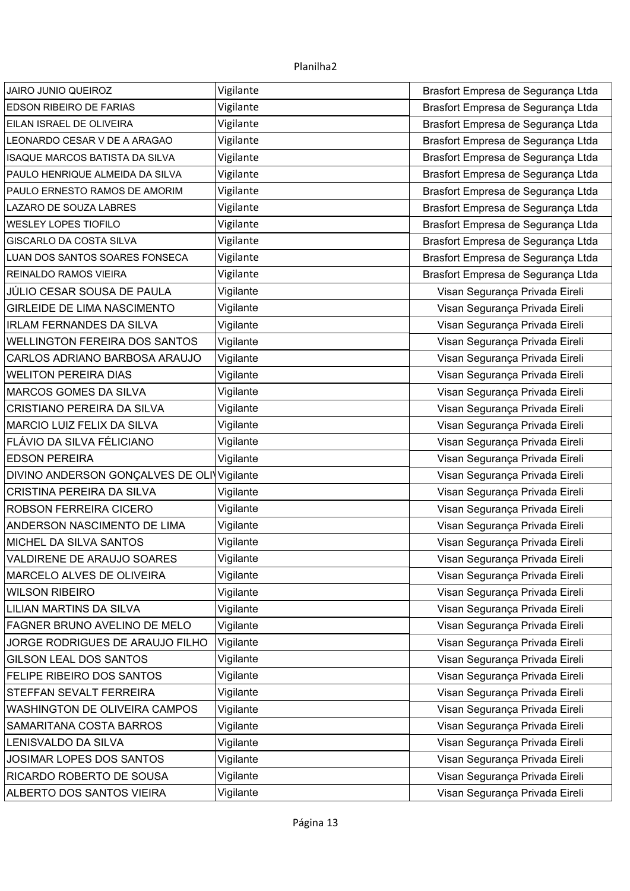| | | |
|---|---|---|
| JAIRO JUNIO QUEIROZ | Vigilante | Brasfort Empresa de Segurança Ltda |
| EDSON RIBEIRO DE FARIAS | Vigilante | Brasfort Empresa de Segurança Ltda |
| EILAN ISRAEL DE OLIVEIRA | Vigilante | Brasfort Empresa de Segurança Ltda |
| LEONARDO CESAR V DE A ARAGAO | Vigilante | Brasfort Empresa de Segurança Ltda |
| ISAQUE MARCOS BATISTA DA SILVA | Vigilante | Brasfort Empresa de Segurança Ltda |
| PAULO HENRIQUE ALMEIDA DA SILVA | Vigilante | Brasfort Empresa de Segurança Ltda |
| PAULO ERNESTO RAMOS DE AMORIM | Vigilante | Brasfort Empresa de Segurança Ltda |
| LAZARO DE SOUZA LABRES | Vigilante | Brasfort Empresa de Segurança Ltda |
| WESLEY LOPES TIOFILO | Vigilante | Brasfort Empresa de Segurança Ltda |
| GISCARLO DA COSTA SILVA | Vigilante | Brasfort Empresa de Segurança Ltda |
| LUAN DOS SANTOS SOARES FONSECA | Vigilante | Brasfort Empresa de Segurança Ltda |
| REINALDO RAMOS VIEIRA | Vigilante | Brasfort Empresa de Segurança Ltda |
| JÚLIO CESAR SOUSA DE PAULA | Vigilante | Visan Segurança Privada Eireli |
| GIRLEIDE DE LIMA NASCIMENTO | Vigilante | Visan Segurança Privada Eireli |
| IRLAM FERNANDES DA SILVA | Vigilante | Visan Segurança Privada Eireli |
| WELLINGTON FEREIRA DOS SANTOS | Vigilante | Visan Segurança Privada Eireli |
| CARLOS ADRIANO BARBOSA ARAUJO | Vigilante | Visan Segurança Privada Eireli |
| WELITON PEREIRA DIAS | Vigilante | Visan Segurança Privada Eireli |
| MARCOS GOMES DA SILVA | Vigilante | Visan Segurança Privada Eireli |
| CRISTIANO PEREIRA DA SILVA | Vigilante | Visan Segurança Privada Eireli |
| MARCIO LUIZ FELIX DA SILVA | Vigilante | Visan Segurança Privada Eireli |
| FLÁVIO DA SILVA FÉLICIANO | Vigilante | Visan Segurança Privada Eireli |
| EDSON PEREIRA | Vigilante | Visan Segurança Privada Eireli |
| DIVINO ANDERSON GONÇALVES DE OLI | Vigilante | Visan Segurança Privada Eireli |
| CRISTINA PEREIRA DA SILVA | Vigilante | Visan Segurança Privada Eireli |
| ROBSON FERREIRA CICERO | Vigilante | Visan Segurança Privada Eireli |
| ANDERSON NASCIMENTO DE LIMA | Vigilante | Visan Segurança Privada Eireli |
| MICHEL DA SILVA SANTOS | Vigilante | Visan Segurança Privada Eireli |
| VALDIRENE DE ARAUJO SOARES | Vigilante | Visan Segurança Privada Eireli |
| MARCELO ALVES DE OLIVEIRA | Vigilante | Visan Segurança Privada Eireli |
| WILSON RIBEIRO | Vigilante | Visan Segurança Privada Eireli |
| LILIAN MARTINS DA SILVA | Vigilante | Visan Segurança Privada Eireli |
| FAGNER BRUNO AVELINO DE MELO | Vigilante | Visan Segurança Privada Eireli |
| JORGE RODRIGUES DE ARAUJO FILHO | Vigilante | Visan Segurança Privada Eireli |
| GILSON LEAL DOS SANTOS | Vigilante | Visan Segurança Privada Eireli |
| FELIPE RIBEIRO DOS SANTOS | Vigilante | Visan Segurança Privada Eireli |
| STEFFAN SEVALT FERREIRA | Vigilante | Visan Segurança Privada Eireli |
| WASHINGTON DE OLIVEIRA CAMPOS | Vigilante | Visan Segurança Privada Eireli |
| SAMARITANA COSTA BARROS | Vigilante | Visan Segurança Privada Eireli |
| LENISVALDO DA SILVA | Vigilante | Visan Segurança Privada Eireli |
| JOSIMAR LOPES DOS SANTOS | Vigilante | Visan Segurança Privada Eireli |
| RICARDO ROBERTO DE SOUSA | Vigilante | Visan Segurança Privada Eireli |
| ALBERTO DOS SANTOS VIEIRA | Vigilante | Visan Segurança Privada Eireli |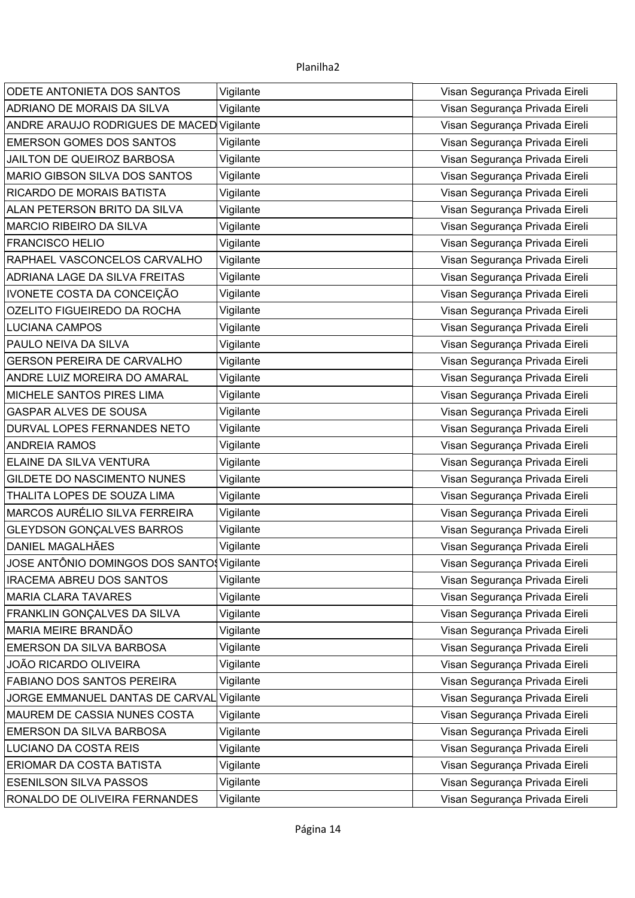| ODETE ANTONIETA DOS SANTOS | Vigilante | Visan Segurança Privada Eireli |
|---|---|---|
| ADRIANO DE MORAIS DA SILVA | Vigilante | Visan Segurança Privada Eireli |
| ANDRE ARAUJO RODRIGUES DE MACED | Vigilante | Visan Segurança Privada Eireli |
| EMERSON GOMES DOS SANTOS | Vigilante | Visan Segurança Privada Eireli |
| JAILTON DE QUEIROZ BARBOSA | Vigilante | Visan Segurança Privada Eireli |
| MARIO GIBSON SILVA DOS SANTOS | Vigilante | Visan Segurança Privada Eireli |
| RICARDO DE MORAIS BATISTA | Vigilante | Visan Segurança Privada Eireli |
| ALAN PETERSON BRITO DA SILVA | Vigilante | Visan Segurança Privada Eireli |
| MARCIO RIBEIRO DA SILVA | Vigilante | Visan Segurança Privada Eireli |
| FRANCISCO HELIO | Vigilante | Visan Segurança Privada Eireli |
| RAPHAEL VASCONCELOS CARVALHO | Vigilante | Visan Segurança Privada Eireli |
| ADRIANA LAGE DA SILVA FREITAS | Vigilante | Visan Segurança Privada Eireli |
| IVONETE COSTA DA CONCEIÇÃO | Vigilante | Visan Segurança Privada Eireli |
| OZELITO FIGUEIREDO DA ROCHA | Vigilante | Visan Segurança Privada Eireli |
| LUCIANA CAMPOS | Vigilante | Visan Segurança Privada Eireli |
| PAULO NEIVA DA SILVA | Vigilante | Visan Segurança Privada Eireli |
| GERSON PEREIRA DE CARVALHO | Vigilante | Visan Segurança Privada Eireli |
| ANDRE LUIZ MOREIRA DO AMARAL | Vigilante | Visan Segurança Privada Eireli |
| MICHELE SANTOS PIRES LIMA | Vigilante | Visan Segurança Privada Eireli |
| GASPAR ALVES DE SOUSA | Vigilante | Visan Segurança Privada Eireli |
| DURVAL LOPES FERNANDES NETO | Vigilante | Visan Segurança Privada Eireli |
| ANDREIA RAMOS | Vigilante | Visan Segurança Privada Eireli |
| ELAINE DA SILVA VENTURA | Vigilante | Visan Segurança Privada Eireli |
| GILDETE DO NASCIMENTO NUNES | Vigilante | Visan Segurança Privada Eireli |
| THALITA LOPES DE SOUZA LIMA | Vigilante | Visan Segurança Privada Eireli |
| MARCOS AURÉLIO SILVA FERREIRA | Vigilante | Visan Segurança Privada Eireli |
| GLEYDSON GONÇALVES BARROS | Vigilante | Visan Segurança Privada Eireli |
| DANIEL MAGALHÃES | Vigilante | Visan Segurança Privada Eireli |
| JOSE ANTÔNIO DOMINGOS DOS SANTOS | Vigilante | Visan Segurança Privada Eireli |
| IRACEMA ABREU DOS SANTOS | Vigilante | Visan Segurança Privada Eireli |
| MARIA CLARA TAVARES | Vigilante | Visan Segurança Privada Eireli |
| FRANKLIN GONÇALVES DA SILVA | Vigilante | Visan Segurança Privada Eireli |
| MARIA MEIRE BRANDÃO | Vigilante | Visan Segurança Privada Eireli |
| EMERSON DA SILVA BARBOSA | Vigilante | Visan Segurança Privada Eireli |
| JOÃO RICARDO OLIVEIRA | Vigilante | Visan Segurança Privada Eireli |
| FABIANO DOS SANTOS PEREIRA | Vigilante | Visan Segurança Privada Eireli |
| JORGE EMMANUEL DANTAS DE CARVAL | Vigilante | Visan Segurança Privada Eireli |
| MAUREM DE CASSIA NUNES COSTA | Vigilante | Visan Segurança Privada Eireli |
| EMERSON DA SILVA BARBOSA | Vigilante | Visan Segurança Privada Eireli |
| LUCIANO DA COSTA REIS | Vigilante | Visan Segurança Privada Eireli |
| ERIOMAR DA COSTA BATISTA | Vigilante | Visan Segurança Privada Eireli |
| ESENILSON SILVA PASSOS | Vigilante | Visan Segurança Privada Eireli |
| RONALDO DE OLIVEIRA FERNANDES | Vigilante | Visan Segurança Privada Eireli |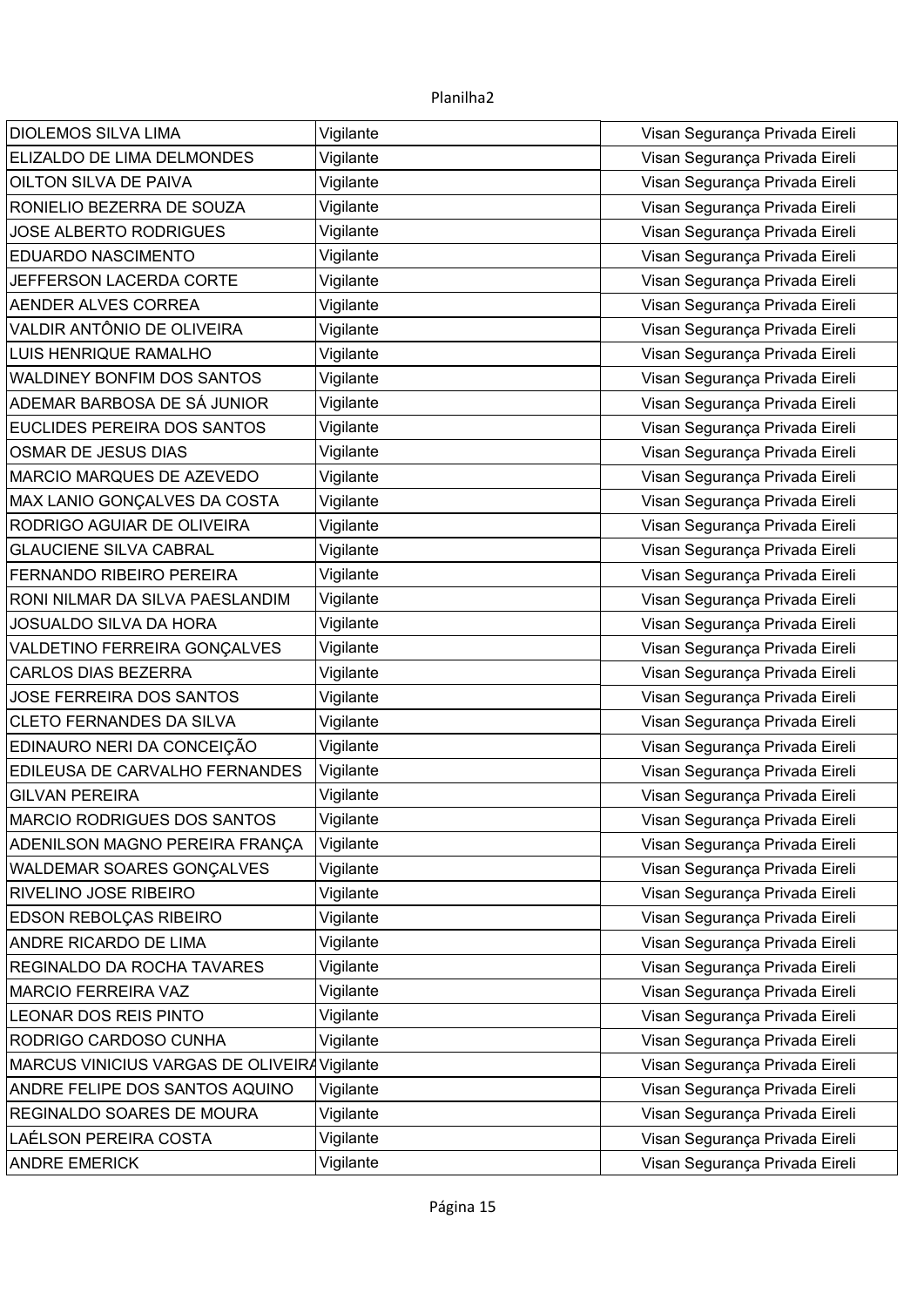| DIOLEMOS SILVA LIMA | Vigilante | Visan Segurança Privada Eireli |
|---|---|---|
| ELIZALDO DE LIMA DELMONDES | Vigilante | Visan Segurança Privada Eireli |
| OILTON SILVA DE PAIVA | Vigilante | Visan Segurança Privada Eireli |
| RONIELIO BEZERRA DE SOUZA | Vigilante | Visan Segurança Privada Eireli |
| JOSE ALBERTO RODRIGUES | Vigilante | Visan Segurança Privada Eireli |
| EDUARDO NASCIMENTO | Vigilante | Visan Segurança Privada Eireli |
| JEFFERSON LACERDA CORTE | Vigilante | Visan Segurança Privada Eireli |
| AENDER ALVES CORREA | Vigilante | Visan Segurança Privada Eireli |
| VALDIR ANTÔNIO DE OLIVEIRA | Vigilante | Visan Segurança Privada Eireli |
| LUIS HENRIQUE RAMALHO | Vigilante | Visan Segurança Privada Eireli |
| WALDINEY BONFIM DOS SANTOS | Vigilante | Visan Segurança Privada Eireli |
| ADEMAR BARBOSA DE SÁ JUNIOR | Vigilante | Visan Segurança Privada Eireli |
| EUCLIDES PEREIRA DOS SANTOS | Vigilante | Visan Segurança Privada Eireli |
| OSMAR DE JESUS DIAS | Vigilante | Visan Segurança Privada Eireli |
| MARCIO MARQUES DE AZEVEDO | Vigilante | Visan Segurança Privada Eireli |
| MAX LANIO GONÇALVES DA COSTA | Vigilante | Visan Segurança Privada Eireli |
| RODRIGO AGUIAR DE OLIVEIRA | Vigilante | Visan Segurança Privada Eireli |
| GLAUCIENE SILVA CABRAL | Vigilante | Visan Segurança Privada Eireli |
| FERNANDO RIBEIRO PEREIRA | Vigilante | Visan Segurança Privada Eireli |
| RONI NILMAR DA SILVA PAESLANDIM | Vigilante | Visan Segurança Privada Eireli |
| JOSUALDO SILVA DA HORA | Vigilante | Visan Segurança Privada Eireli |
| VALDETINO FERREIRA GONÇALVES | Vigilante | Visan Segurança Privada Eireli |
| CARLOS DIAS BEZERRA | Vigilante | Visan Segurança Privada Eireli |
| JOSE FERREIRA DOS SANTOS | Vigilante | Visan Segurança Privada Eireli |
| CLETO FERNANDES DA SILVA | Vigilante | Visan Segurança Privada Eireli |
| EDINAURO NERI DA CONCEIÇÃO | Vigilante | Visan Segurança Privada Eireli |
| EDILEUSA DE CARVALHO FERNANDES | Vigilante | Visan Segurança Privada Eireli |
| GILVAN PEREIRA | Vigilante | Visan Segurança Privada Eireli |
| MARCIO RODRIGUES DOS SANTOS | Vigilante | Visan Segurança Privada Eireli |
| ADENILSON MAGNO PEREIRA FRANÇA | Vigilante | Visan Segurança Privada Eireli |
| WALDEMAR SOARES GONÇALVES | Vigilante | Visan Segurança Privada Eireli |
| RIVELINO JOSE RIBEIRO | Vigilante | Visan Segurança Privada Eireli |
| EDSON REBOLÇAS RIBEIRO | Vigilante | Visan Segurança Privada Eireli |
| ANDRE RICARDO DE LIMA | Vigilante | Visan Segurança Privada Eireli |
| REGINALDO DA ROCHA TAVARES | Vigilante | Visan Segurança Privada Eireli |
| MARCIO FERREIRA VAZ | Vigilante | Visan Segurança Privada Eireli |
| LEONAR DOS REIS PINTO | Vigilante | Visan Segurança Privada Eireli |
| RODRIGO CARDOSO CUNHA | Vigilante | Visan Segurança Privada Eireli |
| MARCUS VINICIUS VARGAS DE OLIVEIRA | Vigilante | Visan Segurança Privada Eireli |
| ANDRE FELIPE DOS SANTOS AQUINO | Vigilante | Visan Segurança Privada Eireli |
| REGINALDO SOARES DE MOURA | Vigilante | Visan Segurança Privada Eireli |
| LAÉLSON PEREIRA COSTA | Vigilante | Visan Segurança Privada Eireli |
| ANDRE EMERICK | Vigilante | Visan Segurança Privada Eireli |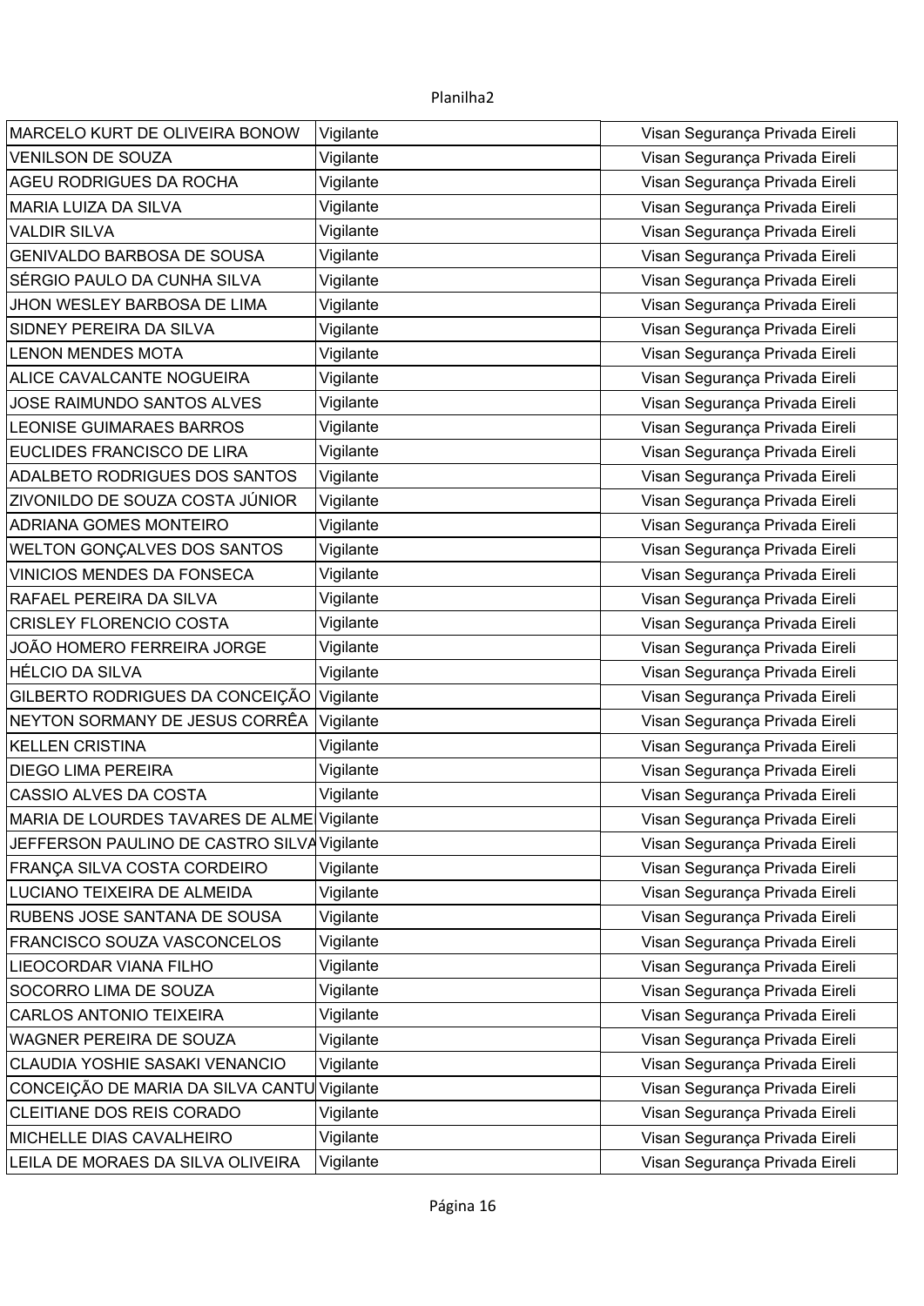| | | |
|---|---|---|
| MARCELO KURT DE OLIVEIRA BONOW | Vigilante | Visan Segurança Privada Eireli |
| VENILSON DE SOUZA | Vigilante | Visan Segurança Privada Eireli |
| AGEU RODRIGUES DA ROCHA | Vigilante | Visan Segurança Privada Eireli |
| MARIA LUIZA DA SILVA | Vigilante | Visan Segurança Privada Eireli |
| VALDIR SILVA | Vigilante | Visan Segurança Privada Eireli |
| GENIVALDO BARBOSA DE SOUSA | Vigilante | Visan Segurança Privada Eireli |
| SÉRGIO PAULO DA CUNHA SILVA | Vigilante | Visan Segurança Privada Eireli |
| JHON WESLEY BARBOSA DE LIMA | Vigilante | Visan Segurança Privada Eireli |
| SIDNEY PEREIRA DA SILVA | Vigilante | Visan Segurança Privada Eireli |
| LENON MENDES MOTA | Vigilante | Visan Segurança Privada Eireli |
| ALICE CAVALCANTE NOGUEIRA | Vigilante | Visan Segurança Privada Eireli |
| JOSE RAIMUNDO SANTOS ALVES | Vigilante | Visan Segurança Privada Eireli |
| LEONISE GUIMARAES BARROS | Vigilante | Visan Segurança Privada Eireli |
| EUCLIDES FRANCISCO DE LIRA | Vigilante | Visan Segurança Privada Eireli |
| ADALBETO RODRIGUES DOS SANTOS | Vigilante | Visan Segurança Privada Eireli |
| ZIVONILDO DE SOUZA COSTA JÚNIOR | Vigilante | Visan Segurança Privada Eireli |
| ADRIANA GOMES MONTEIRO | Vigilante | Visan Segurança Privada Eireli |
| WELTON GONÇALVES DOS SANTOS | Vigilante | Visan Segurança Privada Eireli |
| VINICIOS MENDES DA FONSECA | Vigilante | Visan Segurança Privada Eireli |
| RAFAEL PEREIRA DA SILVA | Vigilante | Visan Segurança Privada Eireli |
| CRISLEY FLORENCIO COSTA | Vigilante | Visan Segurança Privada Eireli |
| JOÃO HOMERO FERREIRA JORGE | Vigilante | Visan Segurança Privada Eireli |
| HÉLCIO DA SILVA | Vigilante | Visan Segurança Privada Eireli |
| GILBERTO RODRIGUES DA CONCEIÇÃO | Vigilante | Visan Segurança Privada Eireli |
| NEYTON SORMANY DE JESUS CORRÊA | Vigilante | Visan Segurança Privada Eireli |
| KELLEN CRISTINA | Vigilante | Visan Segurança Privada Eireli |
| DIEGO LIMA PEREIRA | Vigilante | Visan Segurança Privada Eireli |
| CASSIO ALVES DA COSTA | Vigilante | Visan Segurança Privada Eireli |
| MARIA DE LOURDES TAVARES DE ALME | Vigilante | Visan Segurança Privada Eireli |
| JEFFERSON PAULINO DE CASTRO SILVA | Vigilante | Visan Segurança Privada Eireli |
| FRANÇA SILVA COSTA CORDEIRO | Vigilante | Visan Segurança Privada Eireli |
| LUCIANO TEIXEIRA DE ALMEIDA | Vigilante | Visan Segurança Privada Eireli |
| RUBENS JOSE SANTANA DE SOUSA | Vigilante | Visan Segurança Privada Eireli |
| FRANCISCO SOUZA VASCONCELOS | Vigilante | Visan Segurança Privada Eireli |
| LIEOCORDAR VIANA FILHO | Vigilante | Visan Segurança Privada Eireli |
| SOCORRO LIMA DE SOUZA | Vigilante | Visan Segurança Privada Eireli |
| CARLOS ANTONIO TEIXEIRA | Vigilante | Visan Segurança Privada Eireli |
| WAGNER PEREIRA DE SOUZA | Vigilante | Visan Segurança Privada Eireli |
| CLAUDIA YOSHIE SASAKI VENANCIO | Vigilante | Visan Segurança Privada Eireli |
| CONCEIÇÃO DE MARIA DA SILVA CANTU | Vigilante | Visan Segurança Privada Eireli |
| CLEITIANE DOS REIS CORADO | Vigilante | Visan Segurança Privada Eireli |
| MICHELLE DIAS CAVALHEIRO | Vigilante | Visan Segurança Privada Eireli |
| LEILA DE MORAES DA SILVA OLIVEIRA | Vigilante | Visan Segurança Privada Eireli |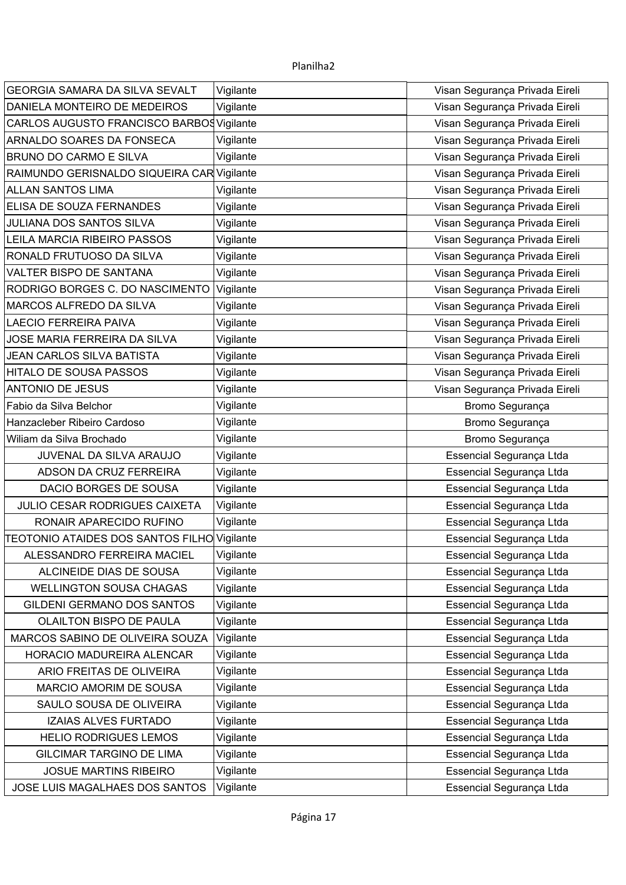| GEORGIA SAMARA DA SILVA SEVALT | Vigilante | Visan Segurança Privada Eireli |
|---|---|---|
| DANIELA MONTEIRO DE MEDEIROS | Vigilante | Visan Segurança Privada Eireli |
| CARLOS AUGUSTO FRANCISCO BARBOS | Vigilante | Visan Segurança Privada Eireli |
| ARNALDO SOARES DA FONSECA | Vigilante | Visan Segurança Privada Eireli |
| BRUNO DO CARMO E SILVA | Vigilante | Visan Segurança Privada Eireli |
| RAIMUNDO GERISNALDO SIQUEIRA CAR | Vigilante | Visan Segurança Privada Eireli |
| ALLAN SANTOS LIMA | Vigilante | Visan Segurança Privada Eireli |
| ELISA DE SOUZA FERNANDES | Vigilante | Visan Segurança Privada Eireli |
| JULIANA DOS SANTOS SILVA | Vigilante | Visan Segurança Privada Eireli |
| LEILA MARCIA RIBEIRO PASSOS | Vigilante | Visan Segurança Privada Eireli |
| RONALD FRUTUOSO DA SILVA | Vigilante | Visan Segurança Privada Eireli |
| VALTER BISPO DE SANTANA | Vigilante | Visan Segurança Privada Eireli |
| RODRIGO BORGES C. DO NASCIMENTO | Vigilante | Visan Segurança Privada Eireli |
| MARCOS ALFREDO DA SILVA | Vigilante | Visan Segurança Privada Eireli |
| LAECIO FERREIRA PAIVA | Vigilante | Visan Segurança Privada Eireli |
| JOSE MARIA FERREIRA DA SILVA | Vigilante | Visan Segurança Privada Eireli |
| JEAN CARLOS SILVA BATISTA | Vigilante | Visan Segurança Privada Eireli |
| HITALO DE SOUSA PASSOS | Vigilante | Visan Segurança Privada Eireli |
| ANTONIO DE JESUS | Vigilante | Visan Segurança Privada Eireli |
| Fabio da Silva Belchor | Vigilante | Bromo Segurança |
| Hanzacleber Ribeiro Cardoso | Vigilante | Bromo Segurança |
| Wiliam da Silva Brochado | Vigilante | Bromo Segurança |
| JUVENAL DA SILVA ARAUJO | Vigilante | Essencial Segurança Ltda |
| ADSON DA CRUZ FERREIRA | Vigilante | Essencial Segurança Ltda |
| DACIO BORGES DE SOUSA | Vigilante | Essencial Segurança Ltda |
| JULIO CESAR RODRIGUES CAIXETA | Vigilante | Essencial Segurança Ltda |
| RONAIR APARECIDO RUFINO | Vigilante | Essencial Segurança Ltda |
| TEOTONIO ATAIDES DOS SANTOS FILHO | Vigilante | Essencial Segurança Ltda |
| ALESSANDRO FERREIRA MACIEL | Vigilante | Essencial Segurança Ltda |
| ALCINEIDE DIAS DE SOUSA | Vigilante | Essencial Segurança Ltda |
| WELLINGTON SOUSA CHAGAS | Vigilante | Essencial Segurança Ltda |
| GILDENI GERMANO DOS SANTOS | Vigilante | Essencial Segurança Ltda |
| OLAILTON BISPO DE PAULA | Vigilante | Essencial Segurança Ltda |
| MARCOS SABINO DE OLIVEIRA SOUZA | Vigilante | Essencial Segurança Ltda |
| HORACIO MADUREIRA ALENCAR | Vigilante | Essencial Segurança Ltda |
| ARIO FREITAS DE OLIVEIRA | Vigilante | Essencial Segurança Ltda |
| MARCIO AMORIM DE SOUSA | Vigilante | Essencial Segurança Ltda |
| SAULO SOUSA DE OLIVEIRA | Vigilante | Essencial Segurança Ltda |
| IZAIAS ALVES FURTADO | Vigilante | Essencial Segurança Ltda |
| HELIO RODRIGUES LEMOS | Vigilante | Essencial Segurança Ltda |
| GILCIMAR TARGINO DE LIMA | Vigilante | Essencial Segurança Ltda |
| JOSUE MARTINS RIBEIRO | Vigilante | Essencial Segurança Ltda |
| JOSE LUIS MAGALHAES DOS SANTOS | Vigilante | Essencial Segurança Ltda |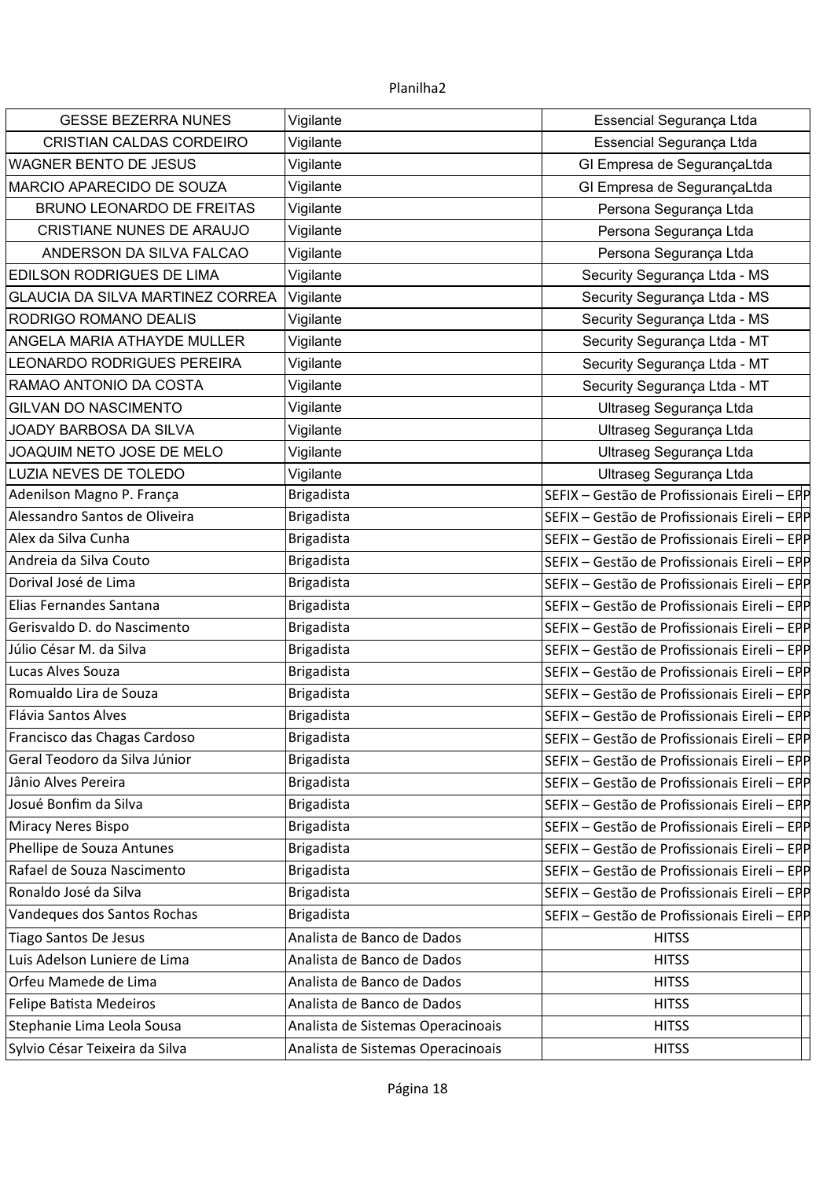| GESSE BEZERRA NUNES | Vigilante | Essencial Segurança Ltda |
|---|---|---|
| CRISTIAN CALDAS CORDEIRO | Vigilante | Essencial Segurança Ltda |
| WAGNER BENTO DE JESUS | Vigilante | GI Empresa de SegurançaLtda |
| MARCIO APARECIDO DE SOUZA | Vigilante | GI Empresa de SegurançaLtda |
| BRUNO LEONARDO DE FREITAS | Vigilante | Persona Segurança Ltda |
| CRISTIANE NUNES DE ARAUJO | Vigilante | Persona Segurança Ltda |
| ANDERSON DA SILVA FALCAO | Vigilante | Persona Segurança Ltda |
| EDILSON RODRIGUES DE LIMA | Vigilante | Security Segurança Ltda - MS |
| GLAUCIA DA SILVA MARTINEZ CORREA | Vigilante | Security Segurança Ltda - MS |
| RODRIGO ROMANO DEALIS | Vigilante | Security Segurança Ltda - MS |
| ANGELA MARIA ATHAYDE MULLER | Vigilante | Security Segurança Ltda - MT |
| LEONARDO RODRIGUES PEREIRA | Vigilante | Security Segurança Ltda - MT |
| RAMAO ANTONIO DA COSTA | Vigilante | Security Segurança Ltda - MT |
| GILVAN DO NASCIMENTO | Vigilante | Ultraseg Segurança Ltda |
| JOADY BARBOSA DA SILVA | Vigilante | Ultraseg Segurança Ltda |
| JOAQUIM NETO JOSE DE MELO | Vigilante | Ultraseg Segurança Ltda |
| LUZIA NEVES DE TOLEDO | Vigilante | Ultraseg Segurança Ltda |
| Adenilson Magno P. França | Brigadista | SEFIX – Gestão de Profissionais Eireli – EPP |
| Alessandro Santos de Oliveira | Brigadista | SEFIX – Gestão de Profissionais Eireli – EPP |
| Alex da Silva Cunha | Brigadista | SEFIX – Gestão de Profissionais Eireli – EPP |
| Andreia da Silva Couto | Brigadista | SEFIX – Gestão de Profissionais Eireli – EPP |
| Dorival José de Lima | Brigadista | SEFIX – Gestão de Profissionais Eireli – EPP |
| Elias Fernandes Santana | Brigadista | SEFIX – Gestão de Profissionais Eireli – EPP |
| Gerisvaldo D. do Nascimento | Brigadista | SEFIX – Gestão de Profissionais Eireli – EPP |
| Júlio César M. da Silva | Brigadista | SEFIX – Gestão de Profissionais Eireli – EPP |
| Lucas Alves Souza | Brigadista | SEFIX – Gestão de Profissionais Eireli – EPP |
| Romualdo Lira de Souza | Brigadista | SEFIX – Gestão de Profissionais Eireli – EPP |
| Flávia Santos Alves | Brigadista | SEFIX – Gestão de Profissionais Eireli – EPP |
| Francisco das Chagas Cardoso | Brigadista | SEFIX – Gestão de Profissionais Eireli – EPP |
| Geral Teodoro da Silva Júnior | Brigadista | SEFIX – Gestão de Profissionais Eireli – EPP |
| Jânio Alves Pereira | Brigadista | SEFIX – Gestão de Profissionais Eireli – EPP |
| Josué Bonfim da Silva | Brigadista | SEFIX – Gestão de Profissionais Eireli – EPP |
| Miracy Neres Bispo | Brigadista | SEFIX – Gestão de Profissionais Eireli – EPP |
| Phellipe de Souza Antunes | Brigadista | SEFIX – Gestão de Profissionais Eireli – EPP |
| Rafael de Souza Nascimento | Brigadista | SEFIX – Gestão de Profissionais Eireli – EPP |
| Ronaldo José da Silva | Brigadista | SEFIX – Gestão de Profissionais Eireli – EPP |
| Vandeques dos Santos Rochas | Brigadista | SEFIX – Gestão de Profissionais Eireli – EPP |
| Tiago Santos De Jesus | Analista de Banco de Dados | HITSS |
| Luis Adelson Luniere de Lima | Analista de Banco de Dados | HITSS |
| Orfeu Mamede de Lima | Analista de Banco de Dados | HITSS |
| Felipe Batista Medeiros | Analista de Banco de Dados | HITSS |
| Stephanie Lima Leola Sousa | Analista de Sistemas Operacinoais | HITSS |
| Sylvio César Teixeira da Silva | Analista de Sistemas Operacinoais | HITSS |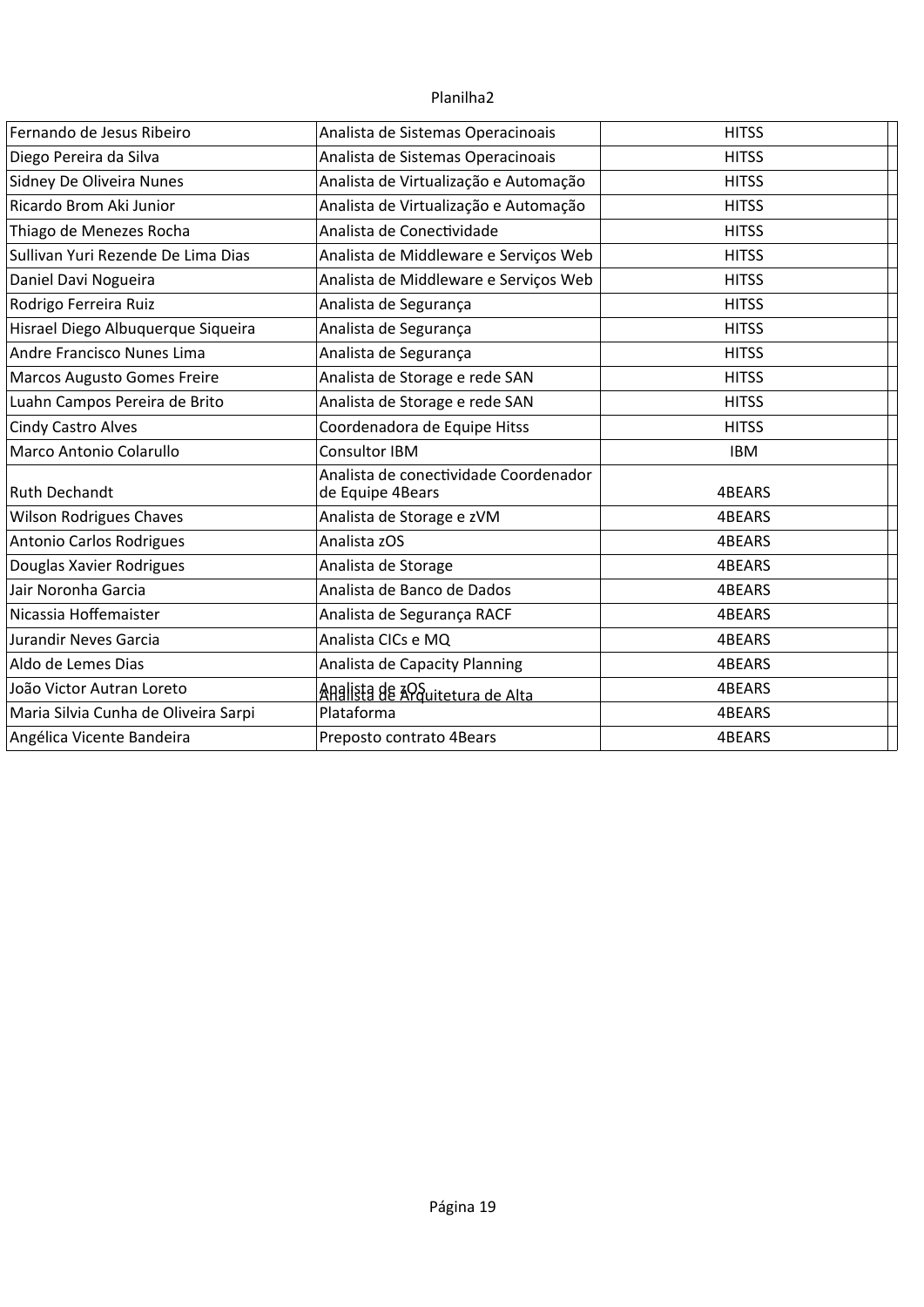| | | |
|---|---|---|
| Fernando de Jesus Ribeiro | Analista de Sistemas Operacinoais | HITSS |
| Diego Pereira da Silva | Analista de Sistemas Operacinoais | HITSS |
| Sidney De Oliveira Nunes | Analista de Virtualização e Automação | HITSS |
| Ricardo Brom Aki Junior | Analista de Virtualização e Automação | HITSS |
| Thiago de Menezes Rocha | Analista de Conectividade | HITSS |
| Sullivan Yuri Rezende De Lima Dias | Analista de Middleware e Serviços Web | HITSS |
| Daniel Davi Nogueira | Analista de Middleware e Serviços Web | HITSS |
| Rodrigo Ferreira Ruiz | Analista de Segurança | HITSS |
| Hisrael Diego Albuquerque Siqueira | Analista de Segurança | HITSS |
| Andre Francisco Nunes Lima | Analista de Segurança | HITSS |
| Marcos Augusto Gomes Freire | Analista de Storage e rede SAN | HITSS |
| Luahn Campos Pereira de Brito | Analista de Storage e rede SAN | HITSS |
| Cindy Castro Alves | Coordenadora de Equipe Hitss | HITSS |
| Marco Antonio Colarullo | Consultor IBM | IBM |
| Ruth Dechandt | Analista de conectividade Coordenador de Equipe 4Bears | 4BEARS |
| Wilson Rodrigues Chaves | Analista de Storage e zVM | 4BEARS |
| Antonio Carlos Rodrigues | Analista zOS | 4BEARS |
| Douglas Xavier Rodrigues | Analista de Storage | 4BEARS |
| Jair Noronha Garcia | Analista de Banco de Dados | 4BEARS |
| Nicassia Hoffemaister | Analista de Segurança RACF | 4BEARS |
| Jurandir Neves Garcia | Analista CICs e MQ | 4BEARS |
| Aldo de Lemes Dias | Analista de Capacity Planning | 4BEARS |
| João Victor Autran Loreto | Analista de zOS | 4BEARS |
| Maria Silvia Cunha de Oliveira Sarpi | Analista de Arquitetura de Alta Plataforma | 4BEARS |
| Angélica Vicente Bandeira | Preposto contrato 4Bears | 4BEARS |